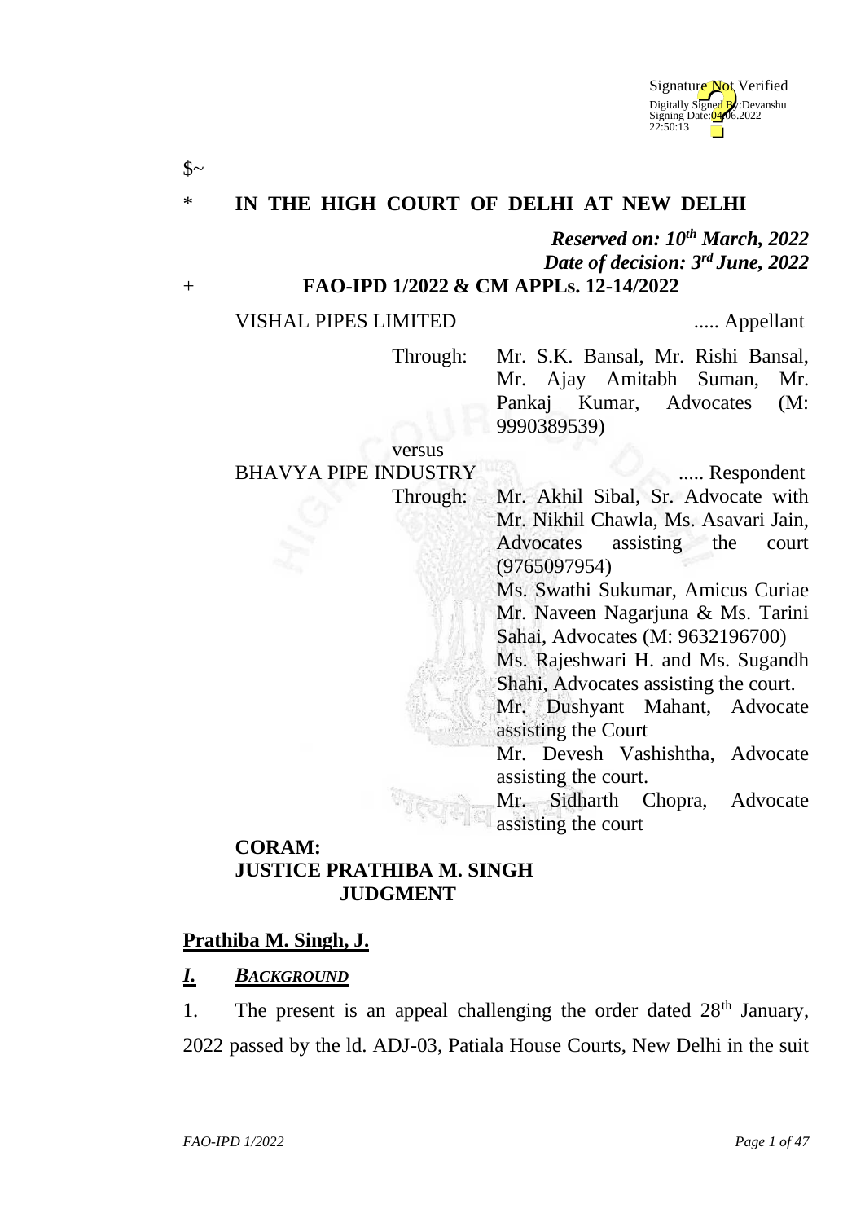$~

\* **IN THE HIGH COURT OF DELHI AT NEW DELHI**

***Reserved on: 10th March, 2022***
***Date of decision: 3rd June, 2022***

\+ **FAO-IPD 1/2022 & CM APPLs. 12-14/2022**

VISHAL PIPES LIMITED ..... Appellant

Through: Mr. S.K. Bansal, Mr. Rishi Bansal, Mr. Ajay Amitabh Suman, Mr. Pankaj Kumar, Advocates (M: 9990389539)

versus

BHAVYA PIPE INDUSTRY ..... Respondent

Through: Mr. Akhil Sibal, Sr. Advocate with Mr. Nikhil Chawla, Ms. Asavari Jain, Advocates assisting the court (9765097954)
Ms. Swathi Sukumar, Amicus Curiae
Mr. Naveen Nagarjuna & Ms. Tarini Sahai, Advocates (M: 9632196700)
Ms. Rajeshwari H. and Ms. Sugandh Shahi, Advocates assisting the court.
Mr. Dushyant Mahant, Advocate assisting the Court
Mr. Devesh Vashishtha, Advocate assisting the court.
Mr. Sidharth Chopra, Advocate assisting the court

**CORAM:**
**JUSTICE PRATHIBA M. SINGH**
**JUDGMENT**

**Prathiba M. Singh, J.**

## ***I. BACKGROUND***

1. The present is an appeal challenging the order dated 28th January, 2022 passed by the ld. ADJ-03, Patiala House Courts, New Delhi in the suit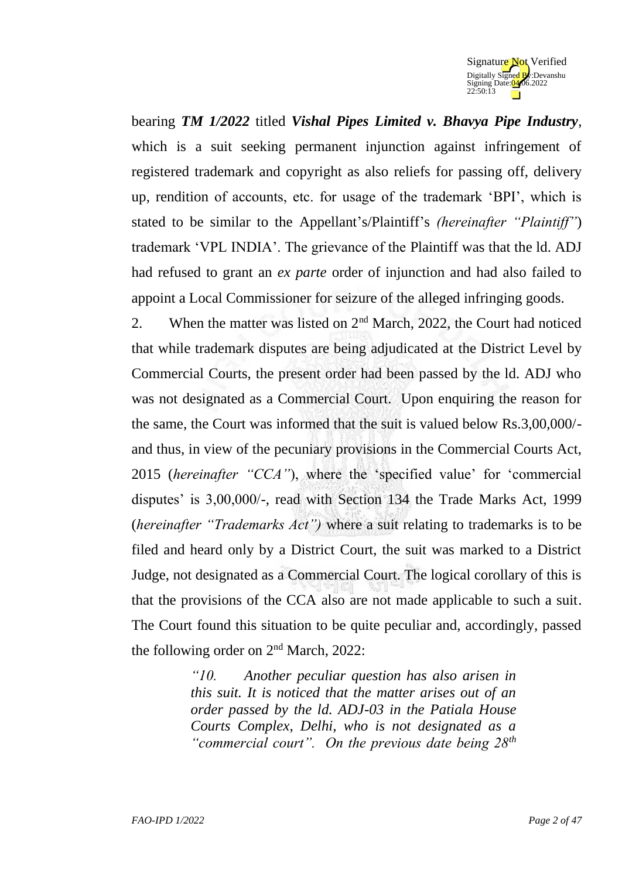bearing ***TM 1/2022*** titled ***Vishal Pipes Limited v. Bhavya Pipe Industry***, which is a suit seeking permanent injunction against infringement of registered trademark and copyright as also reliefs for passing off, delivery up, rendition of accounts, etc. for usage of the trademark 'BPI', which is stated to be similar to the Appellant's/Plaintiff's *(hereinafter "Plaintiff")* trademark 'VPL INDIA'. The grievance of the Plaintiff was that the ld. ADJ had refused to grant an *ex parte* order of injunction and had also failed to appoint a Local Commissioner for seizure of the alleged infringing goods.

2. When the matter was listed on 2nd March, 2022, the Court had noticed that while trademark disputes are being adjudicated at the District Level by Commercial Courts, the present order had been passed by the ld. ADJ who was not designated as a Commercial Court. Upon enquiring the reason for the same, the Court was informed that the suit is valued below Rs.3,00,000/- and thus, in view of the pecuniary provisions in the Commercial Courts Act, 2015 (*hereinafter "CCA"*), where the 'specified value' for 'commercial disputes' is 3,00,000/-, read with Section 134 the Trade Marks Act, 1999 (*hereinafter "Trademarks Act")* where a suit relating to trademarks is to be filed and heard only by a District Court, the suit was marked to a District Judge, not designated as a Commercial Court. The logical corollary of this is that the provisions of the CCA also are not made applicable to such a suit. The Court found this situation to be quite peculiar and, accordingly, passed the following order on 2nd March, 2022:

> *"10. Another peculiar question has also arisen in this suit. It is noticed that the matter arises out of an order passed by the ld. ADJ-03 in the Patiala House Courts Complex, Delhi, who is not designated as a "commercial court". On the previous date being 28th*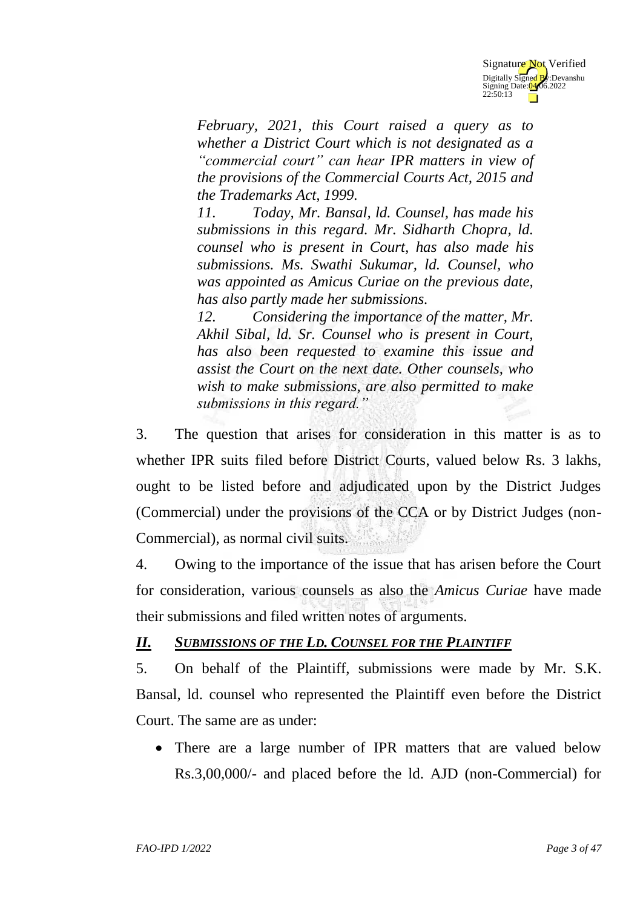*February, 2021, this Court raised a query as to whether a District Court which is not designated as a "commercial court" can hear IPR matters in view of the provisions of the Commercial Courts Act, 2015 and the Trademarks Act, 1999.*

*11. Today, Mr. Bansal, ld. Counsel, has made his submissions in this regard. Mr. Sidharth Chopra, ld. counsel who is present in Court, has also made his submissions. Ms. Swathi Sukumar, ld. Counsel, who was appointed as Amicus Curiae on the previous date, has also partly made her submissions.*

*12. Considering the importance of the matter, Mr. Akhil Sibal, ld. Sr. Counsel who is present in Court, has also been requested to examine this issue and assist the Court on the next date. Other counsels, who wish to make submissions, are also permitted to make submissions in this regard."*

3. The question that arises for consideration in this matter is as to whether IPR suits filed before District Courts, valued below Rs. 3 lakhs, ought to be listed before and adjudicated upon by the District Judges (Commercial) under the provisions of the CCA or by District Judges (non-Commercial), as normal civil suits.

4. Owing to the importance of the issue that has arisen before the Court for consideration, various counsels as also the *Amicus Curiae* have made their submissions and filed written notes of arguments.

## ***II. SUBMISSIONS OF THE LD. COUNSEL FOR THE PLAINTIFF***

5. On behalf of the Plaintiff, submissions were made by Mr. S.K. Bansal, ld. counsel who represented the Plaintiff even before the District Court. The same are as under:

- There are a large number of IPR matters that are valued below Rs.3,00,000/- and placed before the ld. AJD (non-Commercial) for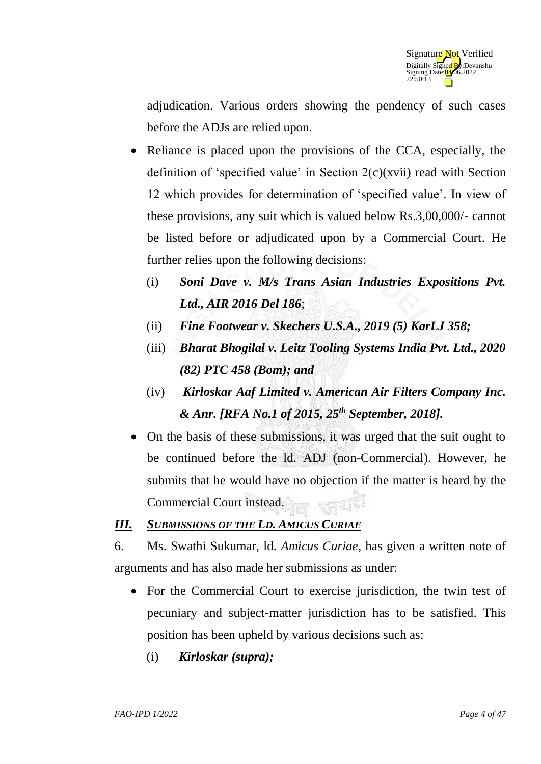adjudication. Various orders showing the pendency of such cases before the ADJs are relied upon.

- Reliance is placed upon the provisions of the CCA, especially, the definition of 'specified value' in Section 2(c)(xvii) read with Section 12 which provides for determination of 'specified value'. In view of these provisions, any suit which is valued below Rs.3,00,000/- cannot be listed before or adjudicated upon by a Commercial Court. He further relies upon the following decisions:
  - (i) ***Soni Dave v. M/s Trans Asian Industries Expositions Pvt. Ltd., AIR 2016 Del 186***;
  - (ii) ***Fine Footwear v. Skechers U.S.A., 2019 (5) KarLJ 358;***
  - (iii) ***Bharat Bhogilal v. Leitz Tooling Systems India Pvt. Ltd., 2020 (82) PTC 458 (Bom); and***
  - (iv) ***Kirloskar Aaf Limited v. American Air Filters Company Inc. & Anr. [RFA No.1 of 2015, 25th September, 2018].***
- On the basis of these submissions, it was urged that the suit ought to be continued before the ld. ADJ (non-Commercial). However, he submits that he would have no objection if the matter is heard by the Commercial Court instead.

### ***III. SUBMISSIONS OF THE LD. AMICUS CURIAE***

6. Ms. Swathi Sukumar, ld. *Amicus Curiae*, has given a written note of arguments and has also made her submissions as under:

- For the Commercial Court to exercise jurisdiction, the twin test of pecuniary and subject-matter jurisdiction has to be satisfied. This position has been upheld by various decisions such as:
  - (i) ***Kirloskar (supra);***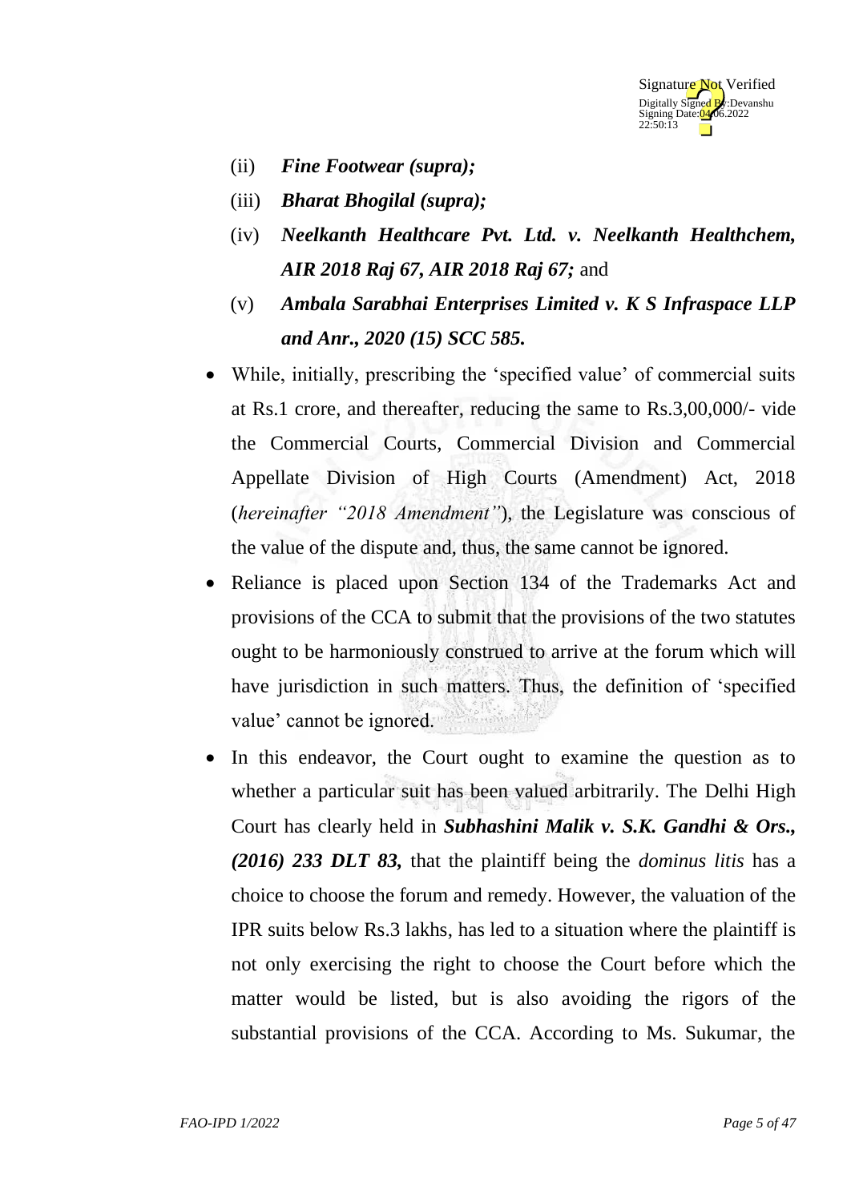(ii) ***Fine Footwear (supra);***

(iii) ***Bharat Bhogilal (supra);***

(iv) ***Neelkanth Healthcare Pvt. Ltd. v. Neelkanth Healthchem, AIR 2018 Raj 67, AIR 2018 Raj 67;*** and

(v) ***Ambala Sarabhai Enterprises Limited v. K S Infraspace LLP and Anr., 2020 (15) SCC 585.***

- While, initially, prescribing the 'specified value' of commercial suits at Rs.1 crore, and thereafter, reducing the same to Rs.3,00,000/- vide the Commercial Courts, Commercial Division and Commercial Appellate Division of High Courts (Amendment) Act, 2018 (*hereinafter "2018 Amendment"*), the Legislature was conscious of the value of the dispute and, thus, the same cannot be ignored.
- Reliance is placed upon Section 134 of the Trademarks Act and provisions of the CCA to submit that the provisions of the two statutes ought to be harmoniously construed to arrive at the forum which will have jurisdiction in such matters. Thus, the definition of 'specified value' cannot be ignored.
- In this endeavor, the Court ought to examine the question as to whether a particular suit has been valued arbitrarily. The Delhi High Court has clearly held in ***Subhashini Malik v. S.K. Gandhi & Ors., (2016) 233 DLT 83,*** that the plaintiff being the *dominus litis* has a choice to choose the forum and remedy. However, the valuation of the IPR suits below Rs.3 lakhs, has led to a situation where the plaintiff is not only exercising the right to choose the Court before which the matter would be listed, but is also avoiding the rigors of the substantial provisions of the CCA. According to Ms. Sukumar, the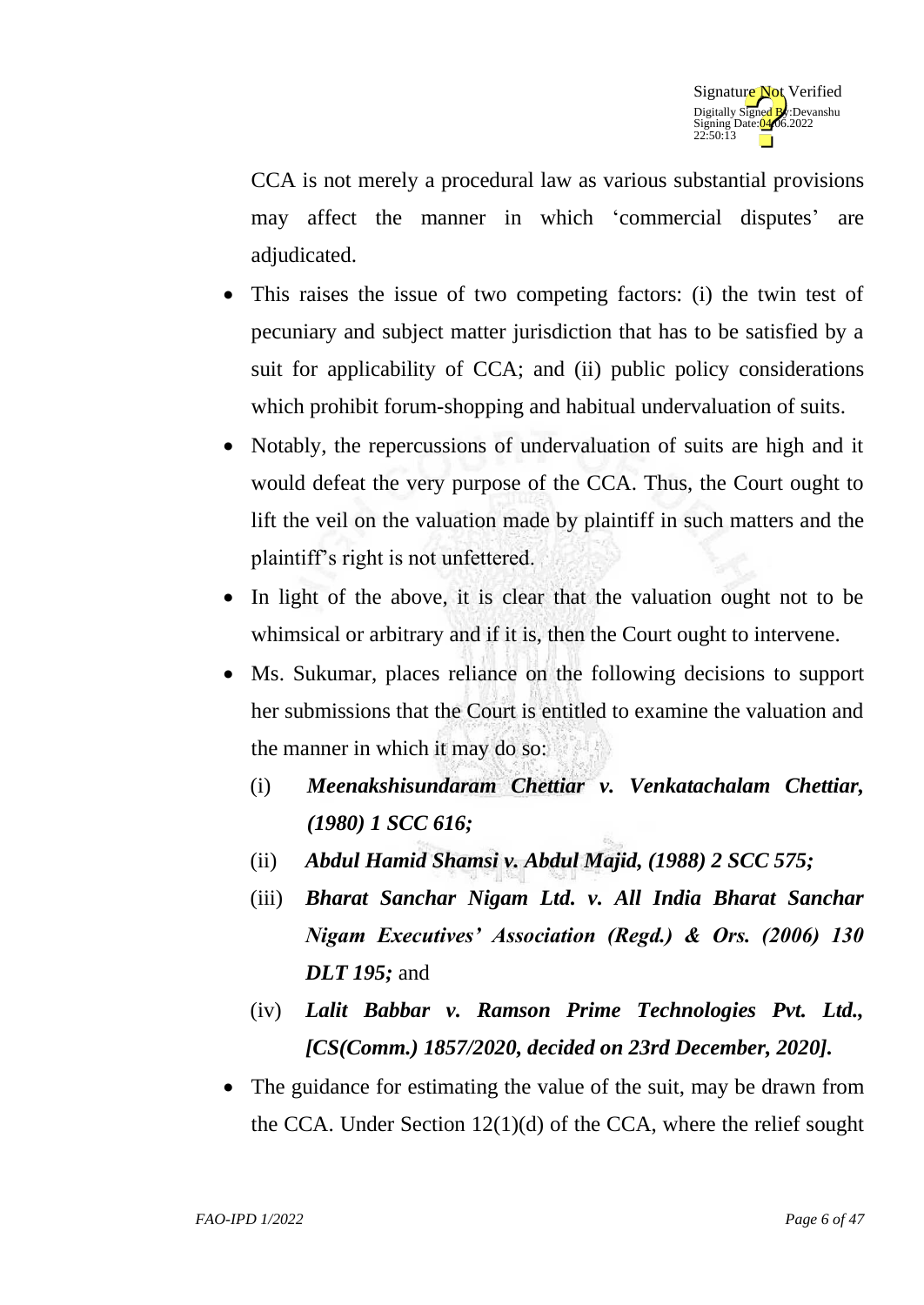CCA is not merely a procedural law as various substantial provisions may affect the manner in which 'commercial disputes' are adjudicated.

- This raises the issue of two competing factors: (i) the twin test of pecuniary and subject matter jurisdiction that has to be satisfied by a suit for applicability of CCA; and (ii) public policy considerations which prohibit forum-shopping and habitual undervaluation of suits.
- Notably, the repercussions of undervaluation of suits are high and it would defeat the very purpose of the CCA. Thus, the Court ought to lift the veil on the valuation made by plaintiff in such matters and the plaintiff's right is not unfettered.
- In light of the above, it is clear that the valuation ought not to be whimsical or arbitrary and if it is, then the Court ought to intervene.
- Ms. Sukumar, places reliance on the following decisions to support her submissions that the Court is entitled to examine the valuation and the manner in which it may do so:
    - (i) ***Meenakshisundaram Chettiar v. Venkatachalam Chettiar, (1980) 1 SCC 616;***
    - (ii) ***Abdul Hamid Shamsi v. Abdul Majid, (1988) 2 SCC 575;***
    - (iii) ***Bharat Sanchar Nigam Ltd. v. All India Bharat Sanchar Nigam Executives' Association (Regd.) & Ors. (2006) 130 DLT 195;*** and
    - (iv) ***Lalit Babbar v. Ramson Prime Technologies Pvt. Ltd., [CS(Comm.) 1857/2020, decided on 23rd December, 2020].***
- The guidance for estimating the value of the suit, may be drawn from the CCA. Under Section 12(1)(d) of the CCA, where the relief sought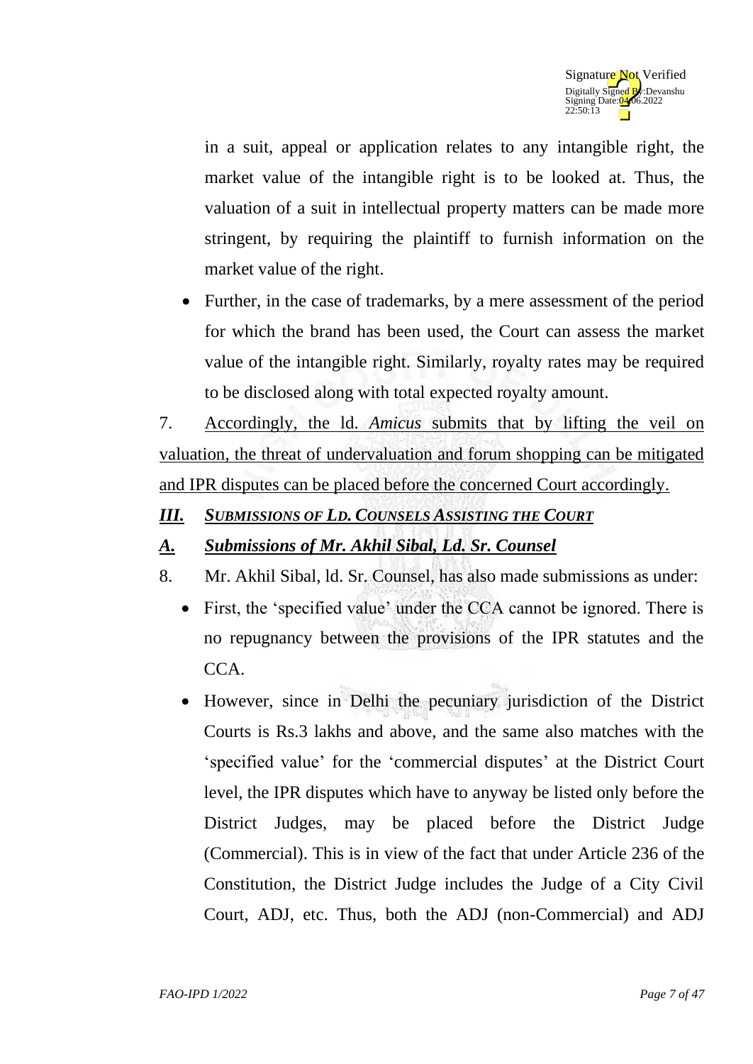in a suit, appeal or application relates to any intangible right, the market value of the intangible right is to be looked at. Thus, the valuation of a suit in intellectual property matters can be made more stringent, by requiring the plaintiff to furnish information on the market value of the right.

- Further, in the case of trademarks, by a mere assessment of the period for which the brand has been used, the Court can assess the market value of the intangible right. Similarly, royalty rates may be required to be disclosed along with total expected royalty amount.

7. Accordingly, the ld. *Amicus* submits that by lifting the veil on valuation, the threat of undervaluation and forum shopping can be mitigated and IPR disputes can be placed before the concerned Court accordingly.

### *III. SUBMISSIONS OF LD. COUNSELS ASSISTING THE COURT*

### *A. Submissions of Mr. Akhil Sibal, Ld. Sr. Counsel*

8. Mr. Akhil Sibal, ld. Sr. Counsel, has also made submissions as under:

- First, the 'specified value' under the CCA cannot be ignored. There is no repugnancy between the provisions of the IPR statutes and the CCA.
- However, since in Delhi the pecuniary jurisdiction of the District Courts is Rs.3 lakhs and above, and the same also matches with the 'specified value' for the 'commercial disputes' at the District Court level, the IPR disputes which have to anyway be listed only before the District Judges, may be placed before the District Judge (Commercial). This is in view of the fact that under Article 236 of the Constitution, the District Judge includes the Judge of a City Civil Court, ADJ, etc. Thus, both the ADJ (non-Commercial) and ADJ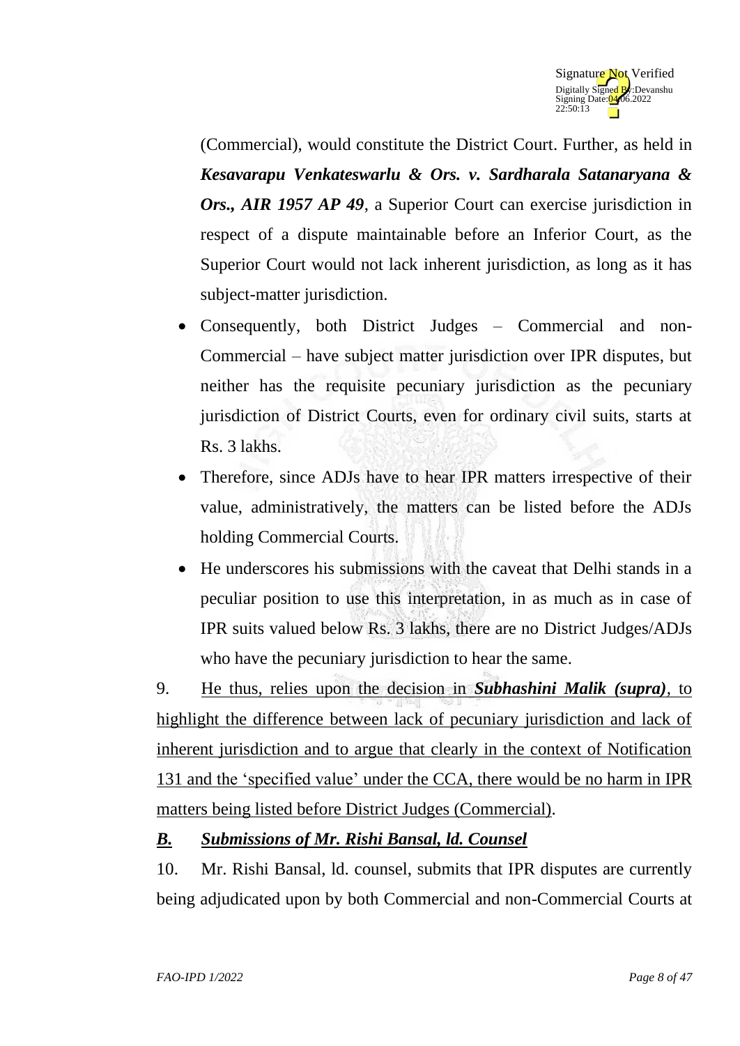(Commercial), would constitute the District Court. Further, as held in ***Kesavarapu Venkateswarlu & Ors. v. Sardharala Satanaryana & Ors., AIR 1957 AP 49***, a Superior Court can exercise jurisdiction in respect of a dispute maintainable before an Inferior Court, as the Superior Court would not lack inherent jurisdiction, as long as it has subject-matter jurisdiction.

- Consequently, both District Judges – Commercial and non-Commercial – have subject matter jurisdiction over IPR disputes, but neither has the requisite pecuniary jurisdiction as the pecuniary jurisdiction of District Courts, even for ordinary civil suits, starts at Rs. 3 lakhs.
- Therefore, since ADJs have to hear IPR matters irrespective of their value, administratively, the matters can be listed before the ADJs holding Commercial Courts.
- He underscores his submissions with the caveat that Delhi stands in a peculiar position to use this interpretation, in as much as in case of IPR suits valued below Rs. 3 lakhs, there are no District Judges/ADJs who have the pecuniary jurisdiction to hear the same.

9. He thus, relies upon the decision in ***Subhashini Malik (supra)***, to highlight the difference between lack of pecuniary jurisdiction and lack of inherent jurisdiction and to argue that clearly in the context of Notification 131 and the 'specified value' under the CCA, there would be no harm in IPR matters being listed before District Judges (Commercial).

### ***B. Submissions of Mr. Rishi Bansal, ld. Counsel***

10. Mr. Rishi Bansal, ld. counsel, submits that IPR disputes are currently being adjudicated upon by both Commercial and non-Commercial Courts at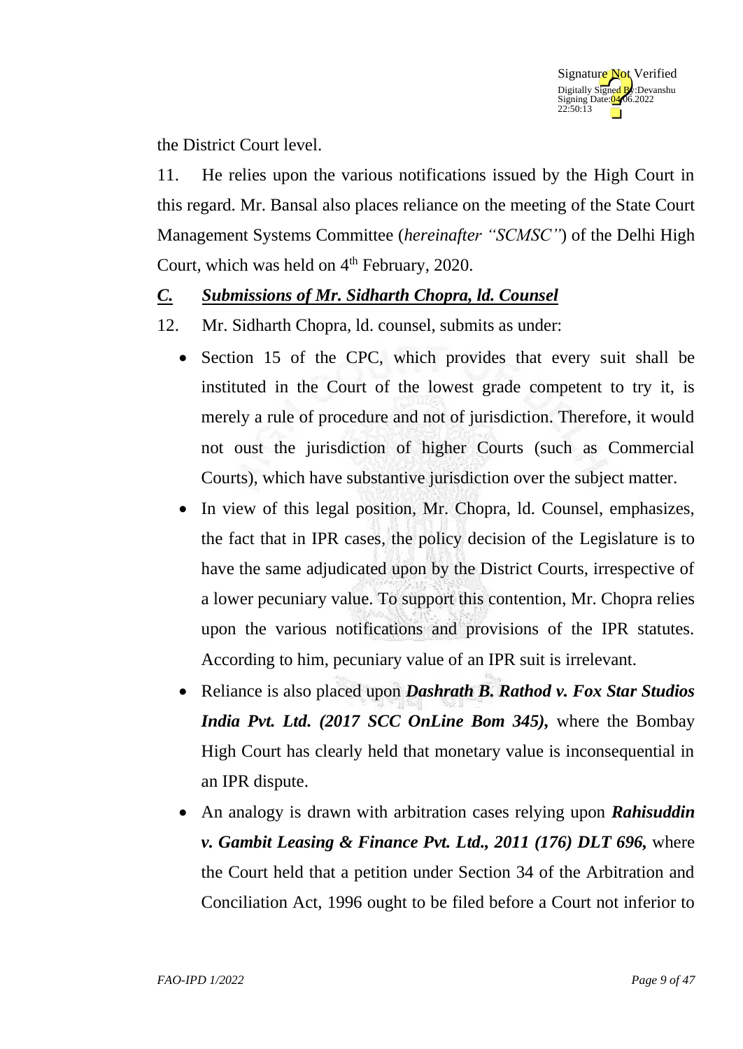the District Court level.

11. He relies upon the various notifications issued by the High Court in this regard. Mr. Bansal also places reliance on the meeting of the State Court Management Systems Committee (*hereinafter "SCMSC"*) of the Delhi High Court, which was held on 4th February, 2020.

### ***C. Submissions of Mr. Sidharth Chopra, ld. Counsel***

12. Mr. Sidharth Chopra, ld. counsel, submits as under:

- Section 15 of the CPC, which provides that every suit shall be instituted in the Court of the lowest grade competent to try it, is merely a rule of procedure and not of jurisdiction. Therefore, it would not oust the jurisdiction of higher Courts (such as Commercial Courts), which have substantive jurisdiction over the subject matter.
- In view of this legal position, Mr. Chopra, ld. Counsel, emphasizes, the fact that in IPR cases, the policy decision of the Legislature is to have the same adjudicated upon by the District Courts, irrespective of a lower pecuniary value. To support this contention, Mr. Chopra relies upon the various notifications and provisions of the IPR statutes. According to him, pecuniary value of an IPR suit is irrelevant.
- Reliance is also placed upon ***Dashrath B. Rathod v. Fox Star Studios India Pvt. Ltd. (2017 SCC OnLine Bom 345),*** where the Bombay High Court has clearly held that monetary value is inconsequential in an IPR dispute.
- An analogy is drawn with arbitration cases relying upon ***Rahisuddin v. Gambit Leasing & Finance Pvt. Ltd., 2011 (176) DLT 696,*** where the Court held that a petition under Section 34 of the Arbitration and Conciliation Act, 1996 ought to be filed before a Court not inferior to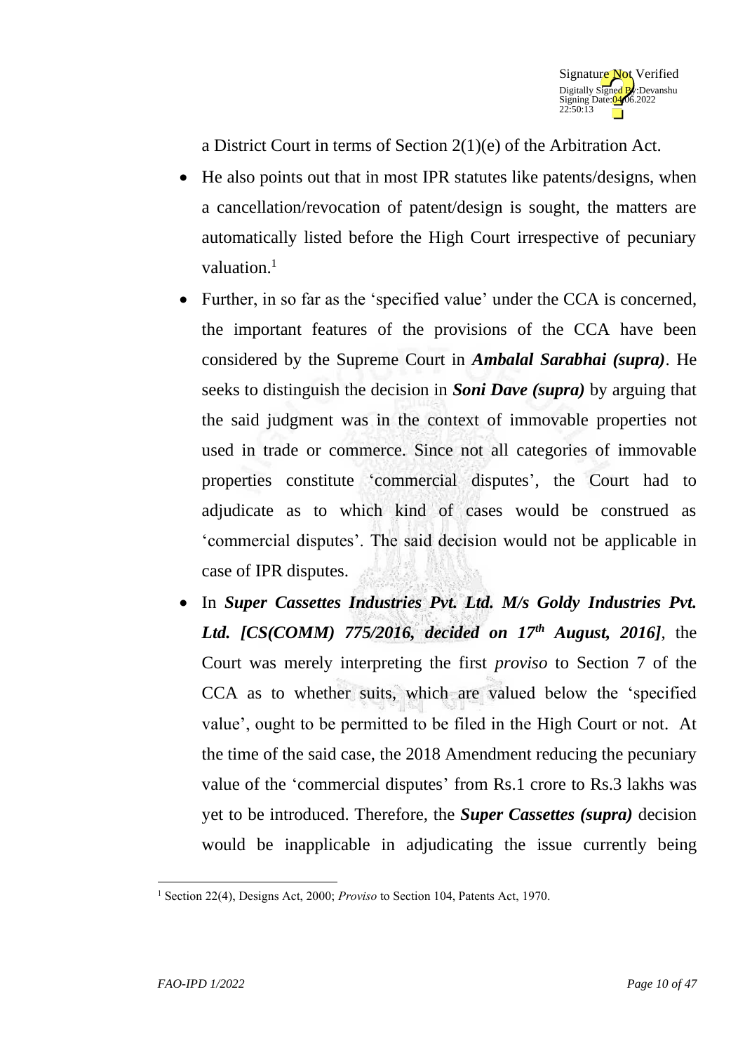a District Court in terms of Section 2(1)(e) of the Arbitration Act.

- He also points out that in most IPR statutes like patents/designs, when a cancellation/revocation of patent/design is sought, the matters are automatically listed before the High Court irrespective of pecuniary valuation.[1]
- Further, in so far as the 'specified value' under the CCA is concerned, the important features of the provisions of the CCA have been considered by the Supreme Court in ***Ambalal Sarabhai (supra)***. He seeks to distinguish the decision in ***Soni Dave (supra)*** by arguing that the said judgment was in the context of immovable properties not used in trade or commerce. Since not all categories of immovable properties constitute 'commercial disputes', the Court had to adjudicate as to which kind of cases would be construed as 'commercial disputes'. The said decision would not be applicable in case of IPR disputes.
- In ***Super Cassettes Industries Pvt. Ltd. M/s Goldy Industries Pvt. Ltd. [CS(COMM) 775/2016, decided on 17th August, 2016]***, the Court was merely interpreting the first *proviso* to Section 7 of the CCA as to whether suits, which are valued below the 'specified value', ought to be permitted to be filed in the High Court or not. At the time of the said case, the 2018 Amendment reducing the pecuniary value of the 'commercial disputes' from Rs.1 crore to Rs.3 lakhs was yet to be introduced. Therefore, the ***Super Cassettes (supra)*** decision would be inapplicable in adjudicating the issue currently being

---

[1] Section 22(4), Designs Act, 2000; *Proviso* to Section 104, Patents Act, 1970.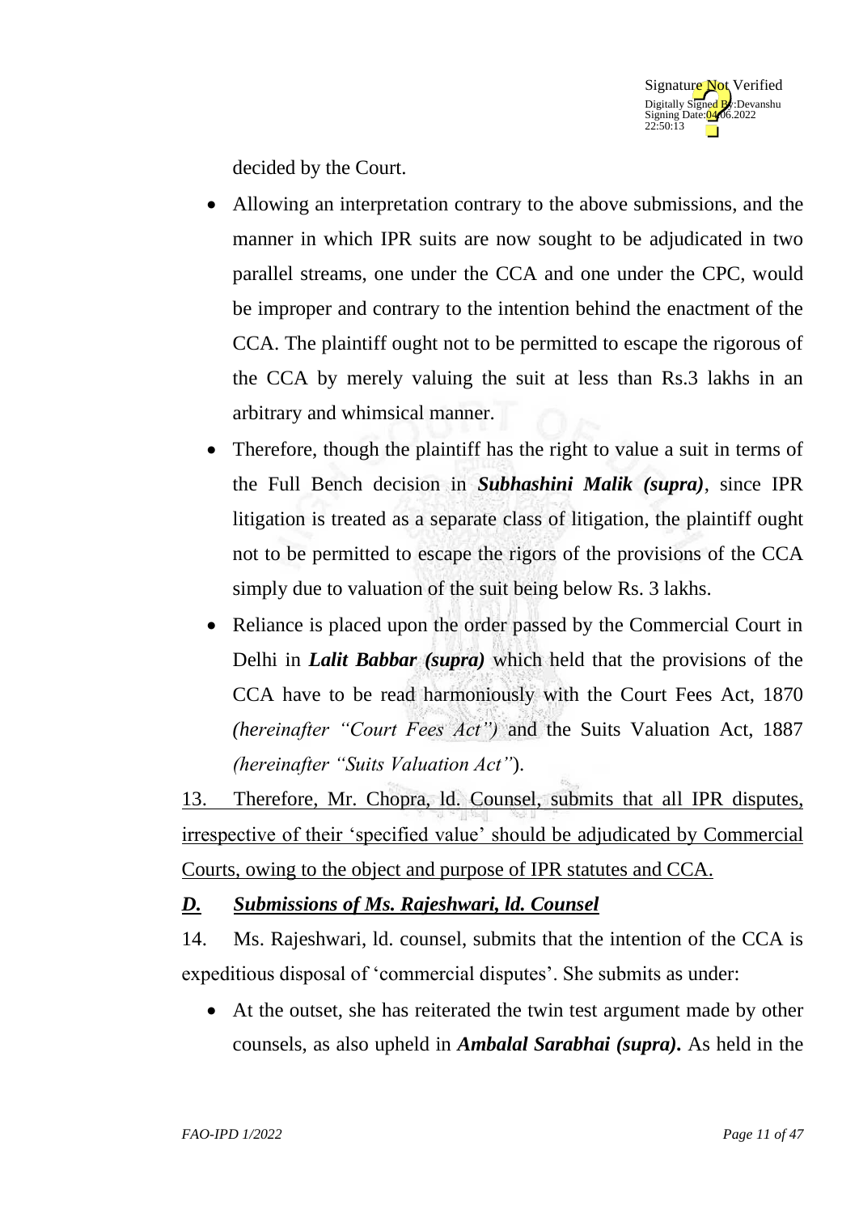decided by the Court.

- Allowing an interpretation contrary to the above submissions, and the manner in which IPR suits are now sought to be adjudicated in two parallel streams, one under the CCA and one under the CPC, would be improper and contrary to the intention behind the enactment of the CCA. The plaintiff ought not to be permitted to escape the rigorous of the CCA by merely valuing the suit at less than Rs.3 lakhs in an arbitrary and whimsical manner.
- Therefore, though the plaintiff has the right to value a suit in terms of the Full Bench decision in ***Subhashini Malik (supra)***, since IPR litigation is treated as a separate class of litigation, the plaintiff ought not to be permitted to escape the rigors of the provisions of the CCA simply due to valuation of the suit being below Rs. 3 lakhs.
- Reliance is placed upon the order passed by the Commercial Court in Delhi in ***Lalit Babbar (supra)*** which held that the provisions of the CCA have to be read harmoniously with the Court Fees Act, 1870 *(hereinafter "Court Fees Act")* and the Suits Valuation Act, 1887 *(hereinafter "Suits Valuation Act"*).

13. Therefore, Mr. Chopra, ld. Counsel, submits that all IPR disputes, irrespective of their 'specified value' should be adjudicated by Commercial Courts, owing to the object and purpose of IPR statutes and CCA.

### ***D. Submissions of Ms. Rajeshwari, ld. Counsel***

14. Ms. Rajeshwari, ld. counsel, submits that the intention of the CCA is expeditious disposal of 'commercial disputes'. She submits as under:

- At the outset, she has reiterated the twin test argument made by other counsels, as also upheld in ***Ambalal Sarabhai (supra).*** As held in the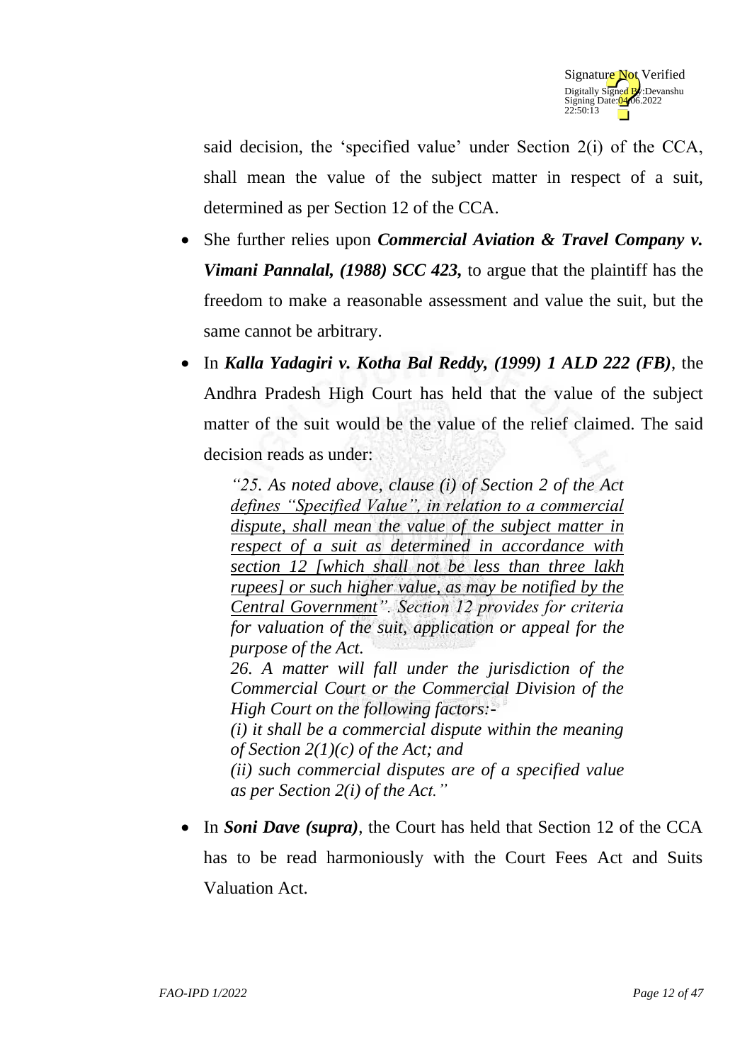said decision, the 'specified value' under Section 2(i) of the CCA, shall mean the value of the subject matter in respect of a suit, determined as per Section 12 of the CCA.

- She further relies upon ***Commercial Aviation & Travel Company v. Vimani Pannalal, (1988) SCC 423,*** to argue that the plaintiff has the freedom to make a reasonable assessment and value the suit, but the same cannot be arbitrary.
- In ***Kalla Yadagiri v. Kotha Bal Reddy, (1999) 1 ALD 222 (FB)***, the Andhra Pradesh High Court has held that the value of the subject matter of the suit would be the value of the relief claimed. The said decision reads as under:

> *"25. As noted above, clause (i) of Section 2 of the Act <u>defines "Specified Value", in relation to a commercial dispute, shall mean the value of the subject matter in respect of a suit as determined in accordance with section 12 [which shall not be less than three lakh rupees] or such higher value, as may be notified by the Central Government</u>". Section 12 provides for criteria for valuation of the suit, application or appeal for the purpose of the Act.*
>
> *26. A matter will fall under the jurisdiction of the Commercial Court or the Commercial Division of the High Court on the following factors:-*
>
> *(i) it shall be a commercial dispute within the meaning of Section 2(1)(c) of the Act; and*
>
> *(ii) such commercial disputes are of a specified value as per Section 2(i) of the Act."*

- In ***Soni Dave (supra)***, the Court has held that Section 12 of the CCA has to be read harmoniously with the Court Fees Act and Suits Valuation Act.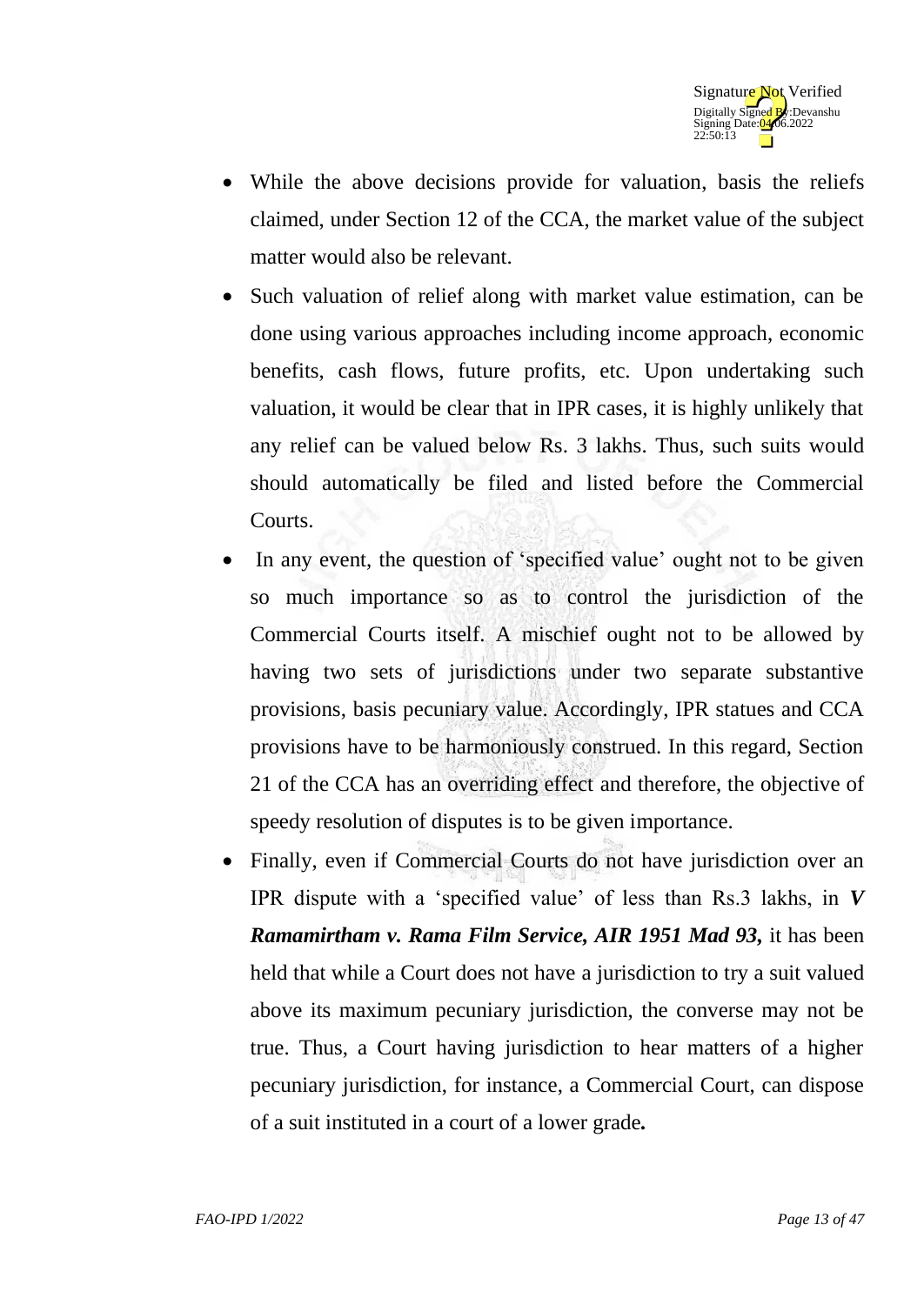- While the above decisions provide for valuation, basis the reliefs claimed, under Section 12 of the CCA, the market value of the subject matter would also be relevant.
- Such valuation of relief along with market value estimation, can be done using various approaches including income approach, economic benefits, cash flows, future profits, etc. Upon undertaking such valuation, it would be clear that in IPR cases, it is highly unlikely that any relief can be valued below Rs. 3 lakhs. Thus, such suits would should automatically be filed and listed before the Commercial Courts.
- In any event, the question of 'specified value' ought not to be given so much importance so as to control the jurisdiction of the Commercial Courts itself. A mischief ought not to be allowed by having two sets of jurisdictions under two separate substantive provisions, basis pecuniary value. Accordingly, IPR statues and CCA provisions have to be harmoniously construed. In this regard, Section 21 of the CCA has an overriding effect and therefore, the objective of speedy resolution of disputes is to be given importance.
- Finally, even if Commercial Courts do not have jurisdiction over an IPR dispute with a 'specified value' of less than Rs.3 lakhs, in ***V Ramamirtham v. Rama Film Service, AIR 1951 Mad 93,*** it has been held that while a Court does not have a jurisdiction to try a suit valued above its maximum pecuniary jurisdiction, the converse may not be true. Thus, a Court having jurisdiction to hear matters of a higher pecuniary jurisdiction, for instance, a Commercial Court, can dispose of a suit instituted in a court of a lower grade**.**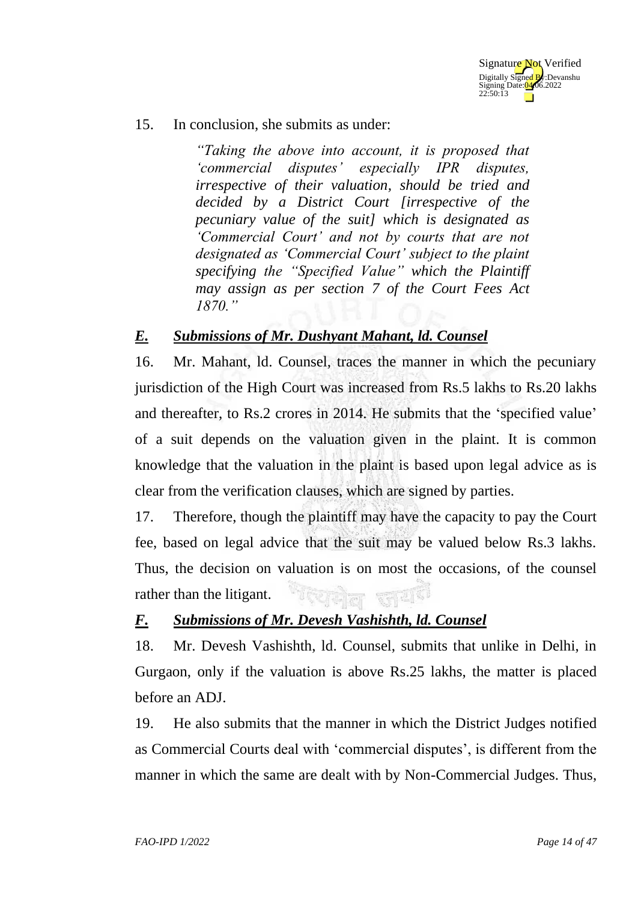15. In conclusion, she submits as under:

> *"Taking the above into account, it is proposed that 'commercial disputes' especially IPR disputes, irrespective of their valuation, should be tried and decided by a District Court [irrespective of the pecuniary value of the suit] which is designated as 'Commercial Court' and not by courts that are not designated as 'Commercial Court' subject to the plaint specifying the "Specified Value" which the Plaintiff may assign as per section 7 of the Court Fees Act 1870."*

## ***E. Submissions of Mr. Dushyant Mahant, ld. Counsel***

16. Mr. Mahant, ld. Counsel, traces the manner in which the pecuniary jurisdiction of the High Court was increased from Rs.5 lakhs to Rs.20 lakhs and thereafter, to Rs.2 crores in 2014. He submits that the 'specified value' of a suit depends on the valuation given in the plaint. It is common knowledge that the valuation in the plaint is based upon legal advice as is clear from the verification clauses, which are signed by parties.

17. Therefore, though the plaintiff may have the capacity to pay the Court fee, based on legal advice that the suit may be valued below Rs.3 lakhs. Thus, the decision on valuation is on most the occasions, of the counsel rather than the litigant.

## ***F. Submissions of Mr. Devesh Vashishth, ld. Counsel***

18. Mr. Devesh Vashishth, ld. Counsel, submits that unlike in Delhi, in Gurgaon, only if the valuation is above Rs.25 lakhs, the matter is placed before an ADJ.

19. He also submits that the manner in which the District Judges notified as Commercial Courts deal with 'commercial disputes', is different from the manner in which the same are dealt with by Non-Commercial Judges. Thus,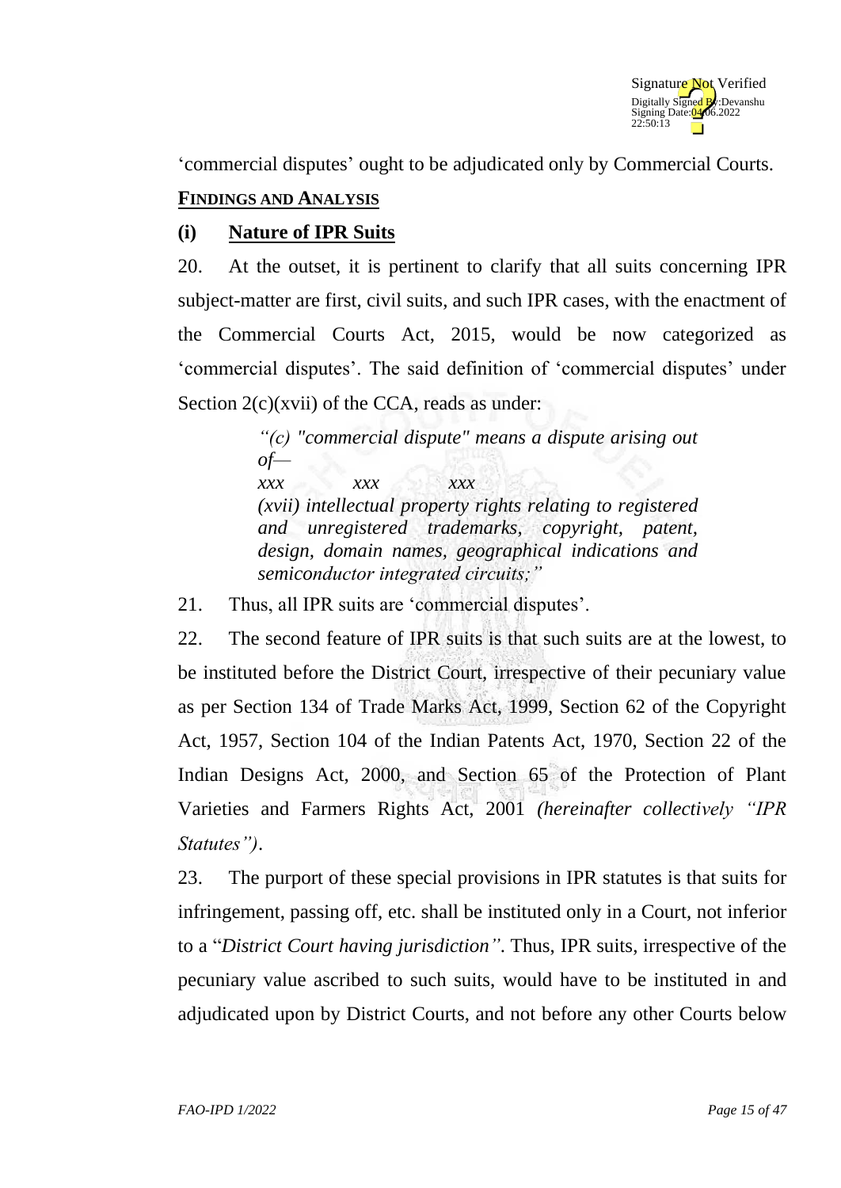'commercial disputes' ought to be adjudicated only by Commercial Courts.

## FINDINGS AND ANALYSIS

### (i) Nature of IPR Suits

20. At the outset, it is pertinent to clarify that all suits concerning IPR subject-matter are first, civil suits, and such IPR cases, with the enactment of the Commercial Courts Act, 2015, would be now categorized as 'commercial disputes'. The said definition of 'commercial disputes' under Section 2(c)(xvii) of the CCA, reads as under:

> *"(c) "commercial dispute" means a dispute arising out of—*
>
> *xxx xxx xxx*
>
> *(xvii) intellectual property rights relating to registered and unregistered trademarks, copyright, patent, design, domain names, geographical indications and semiconductor integrated circuits;"*

21. Thus, all IPR suits are 'commercial disputes'.

22. The second feature of IPR suits is that such suits are at the lowest, to be instituted before the District Court, irrespective of their pecuniary value as per Section 134 of Trade Marks Act, 1999, Section 62 of the Copyright Act, 1957, Section 104 of the Indian Patents Act, 1970, Section 22 of the Indian Designs Act, 2000, and Section 65 of the Protection of Plant Varieties and Farmers Rights Act, 2001 *(hereinafter collectively "IPR Statutes")*.

23. The purport of these special provisions in IPR statutes is that suits for infringement, passing off, etc. shall be instituted only in a Court, not inferior to a "*District Court having jurisdiction"*. Thus, IPR suits, irrespective of the pecuniary value ascribed to such suits, would have to be instituted in and adjudicated upon by District Courts, and not before any other Courts below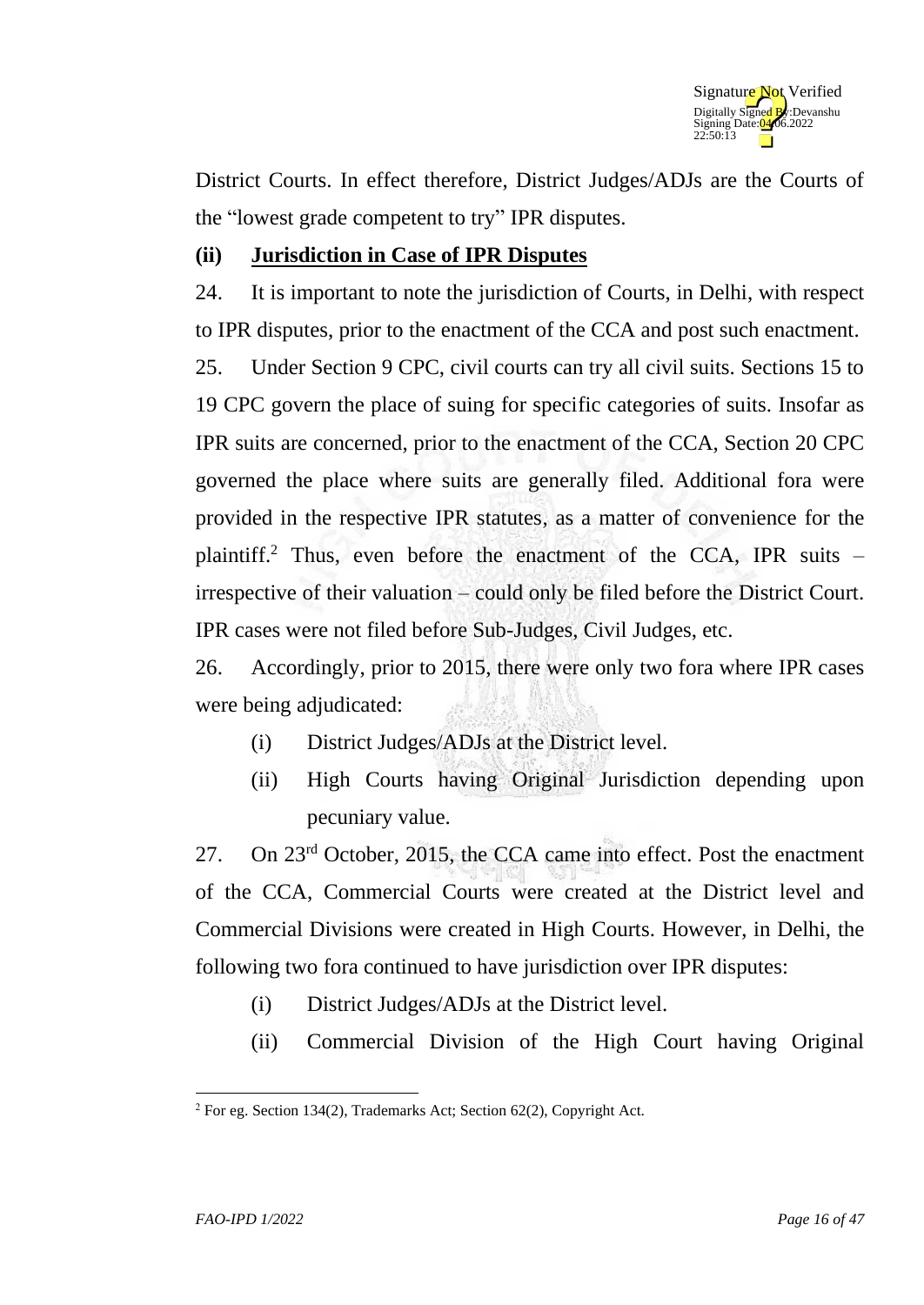District Courts. In effect therefore, District Judges/ADJs are the Courts of the "lowest grade competent to try" IPR disputes.

**(ii) Jurisdiction in Case of IPR Disputes**

24. It is important to note the jurisdiction of Courts, in Delhi, with respect to IPR disputes, prior to the enactment of the CCA and post such enactment.

25. Under Section 9 CPC, civil courts can try all civil suits. Sections 15 to 19 CPC govern the place of suing for specific categories of suits. Insofar as IPR suits are concerned, prior to the enactment of the CCA, Section 20 CPC governed the place where suits are generally filed. Additional fora were provided in the respective IPR statutes, as a matter of convenience for the plaintiff.[2] Thus, even before the enactment of the CCA, IPR suits – irrespective of their valuation – could only be filed before the District Court. IPR cases were not filed before Sub-Judges, Civil Judges, etc.

26. Accordingly, prior to 2015, there were only two fora where IPR cases were being adjudicated:

(i) District Judges/ADJs at the District level.

(ii) High Courts having Original Jurisdiction depending upon pecuniary value.

27. On 23rd October, 2015, the CCA came into effect. Post the enactment of the CCA, Commercial Courts were created at the District level and Commercial Divisions were created in High Courts. However, in Delhi, the following two fora continued to have jurisdiction over IPR disputes:

(i) District Judges/ADJs at the District level.

(ii) Commercial Division of the High Court having Original

---

[2] For eg. Section 134(2), Trademarks Act; Section 62(2), Copyright Act.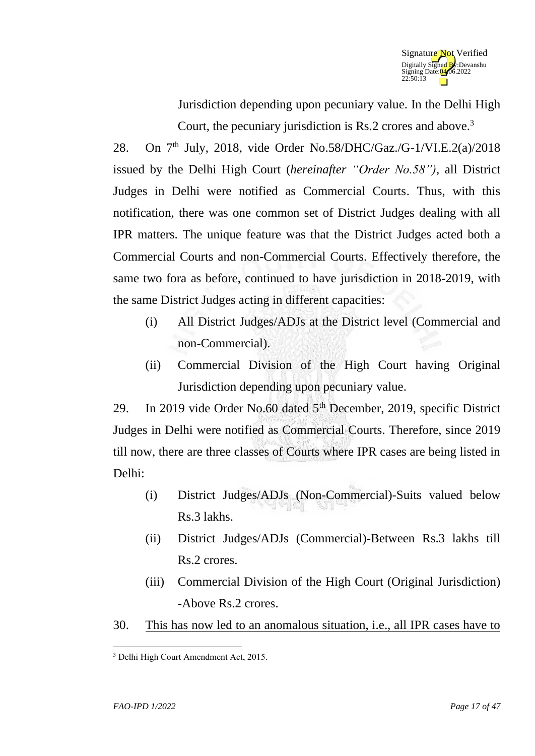Jurisdiction depending upon pecuniary value. In the Delhi High Court, the pecuniary jurisdiction is Rs.2 crores and above.[3]

28. On 7th July, 2018, vide Order No.58/DHC/Gaz./G-1/VI.E.2(a)/2018 issued by the Delhi High Court (*hereinafter "Order No.58")*, all District Judges in Delhi were notified as Commercial Courts. Thus, with this notification, there was one common set of District Judges dealing with all IPR matters. The unique feature was that the District Judges acted both a Commercial Courts and non-Commercial Courts. Effectively therefore, the same two fora as before, continued to have jurisdiction in 2018-2019, with the same District Judges acting in different capacities:

(i) All District Judges/ADJs at the District level (Commercial and non-Commercial).

(ii) Commercial Division of the High Court having Original Jurisdiction depending upon pecuniary value.

29. In 2019 vide Order No.60 dated 5th December, 2019, specific District Judges in Delhi were notified as Commercial Courts. Therefore, since 2019 till now, there are three classes of Courts where IPR cases are being listed in Delhi:

(i) District Judges/ADJs (Non-Commercial)-Suits valued below Rs.3 lakhs.

(ii) District Judges/ADJs (Commercial)-Between Rs.3 lakhs till Rs.2 crores.

(iii) Commercial Division of the High Court (Original Jurisdiction) -Above Rs.2 crores.

30. <u>This has now led to an anomalous situation, i.e., all IPR cases have to</u>

---

[3] Delhi High Court Amendment Act, 2015.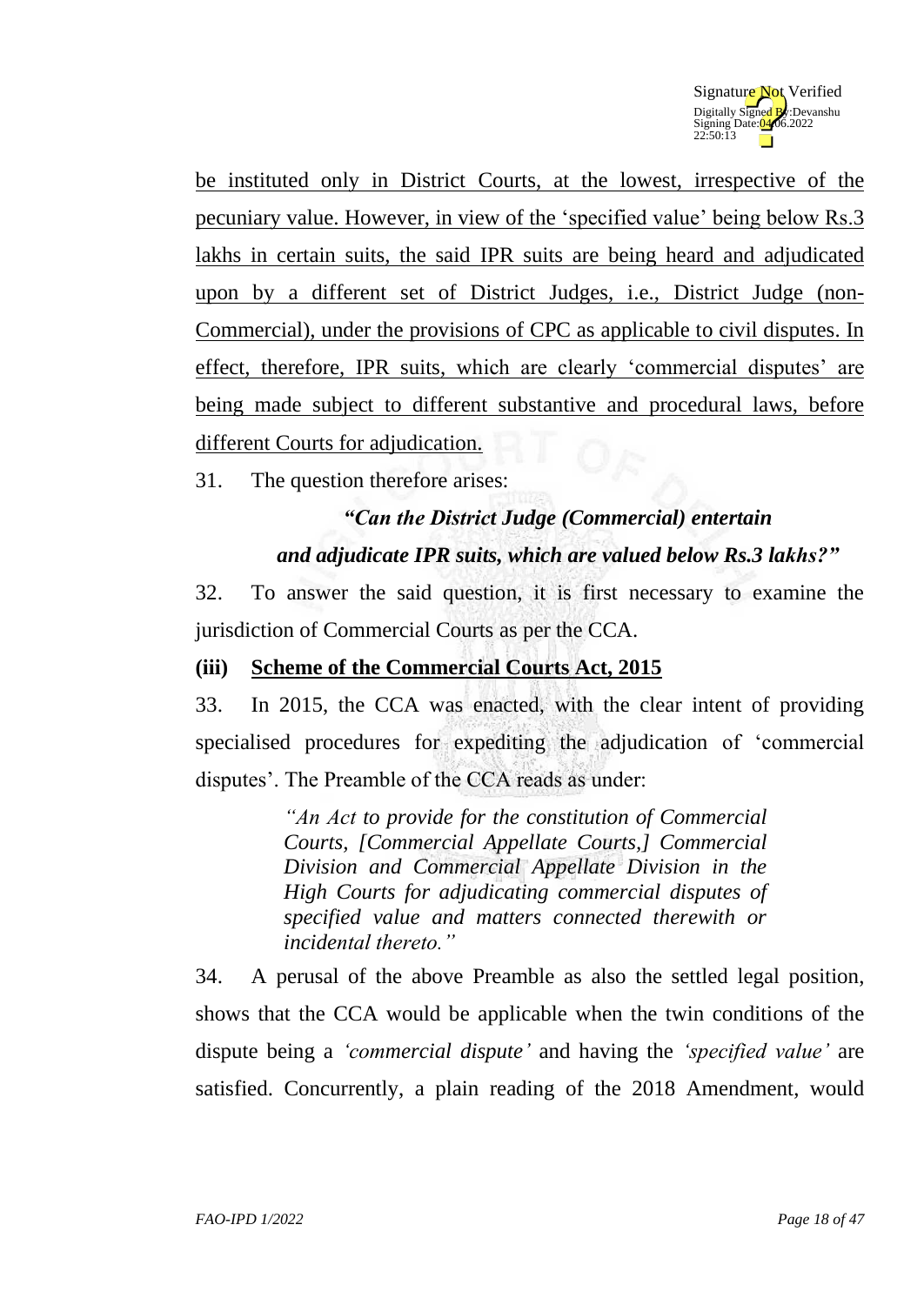be instituted only in District Courts, at the lowest, irrespective of the pecuniary value. However, in view of the 'specified value' being below Rs.3 lakhs in certain suits, the said IPR suits are being heard and adjudicated upon by a different set of District Judges, i.e., District Judge (non-Commercial), under the provisions of CPC as applicable to civil disputes. In effect, therefore, IPR suits, which are clearly 'commercial disputes' are being made subject to different substantive and procedural laws, before different Courts for adjudication.

31. The question therefore arises:

***"Can the District Judge (Commercial) entertain and adjudicate IPR suits, which are valued below Rs.3 lakhs?"***

32. To answer the said question, it is first necessary to examine the jurisdiction of Commercial Courts as per the CCA.

### (iii) Scheme of the Commercial Courts Act, 2015

33. In 2015, the CCA was enacted, with the clear intent of providing specialised procedures for expediting the adjudication of 'commercial disputes'. The Preamble of the CCA reads as under:

> *"An Act to provide for the constitution of Commercial Courts, [Commercial Appellate Courts,] Commercial Division and Commercial Appellate Division in the High Courts for adjudicating commercial disputes of specified value and matters connected therewith or incidental thereto."*

34. A perusal of the above Preamble as also the settled legal position, shows that the CCA would be applicable when the twin conditions of the dispute being a *'commercial dispute'* and having the *'specified value'* are satisfied. Concurrently, a plain reading of the 2018 Amendment, would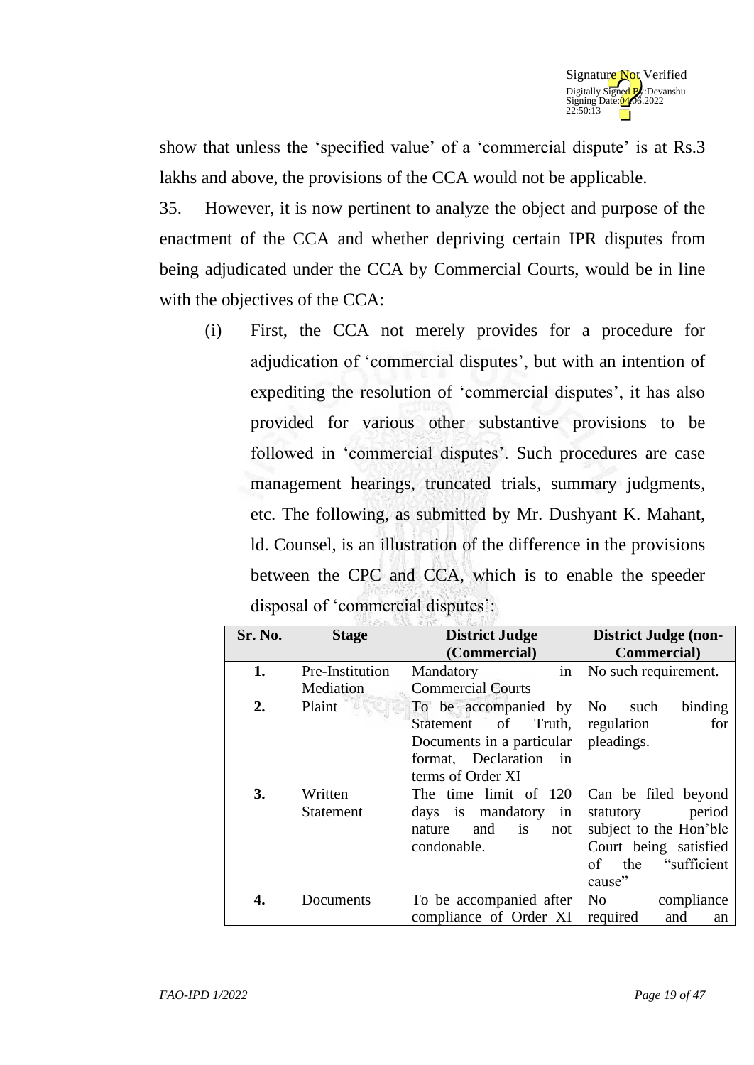show that unless the 'specified value' of a 'commercial dispute' is at Rs.3 lakhs and above, the provisions of the CCA would not be applicable.

35. However, it is now pertinent to analyze the object and purpose of the enactment of the CCA and whether depriving certain IPR disputes from being adjudicated under the CCA by Commercial Courts, would be in line with the objectives of the CCA:

(i) First, the CCA not merely provides for a procedure for adjudication of 'commercial disputes', but with an intention of expediting the resolution of 'commercial disputes', it has also provided for various other substantive provisions to be followed in 'commercial disputes'. Such procedures are case management hearings, truncated trials, summary judgments, etc. The following, as submitted by Mr. Dushyant K. Mahant, ld. Counsel, is an illustration of the difference in the provisions between the CPC and CCA, which is to enable the speeder disposal of 'commercial disputes':

| Sr. No. | Stage | District Judge (Commercial) | District Judge (non-Commercial) |
|---|---|---|---|
| 1. | Pre-Institution Mediation | Mandatory in Commercial Courts | No such requirement. |
| 2. | Plaint | To be accompanied by Statement of Truth, Documents in a particular format, Declaration in terms of Order XI | No such binding regulation for pleadings. |
| 3. | Written Statement | The time limit of 120 days is mandatory in nature and is not condonable. | Can be filed beyond statutory period subject to the Hon'ble Court being satisfied of the "sufficient cause" |
| 4. | Documents | To be accompanied after compliance of Order XI | No compliance required and an |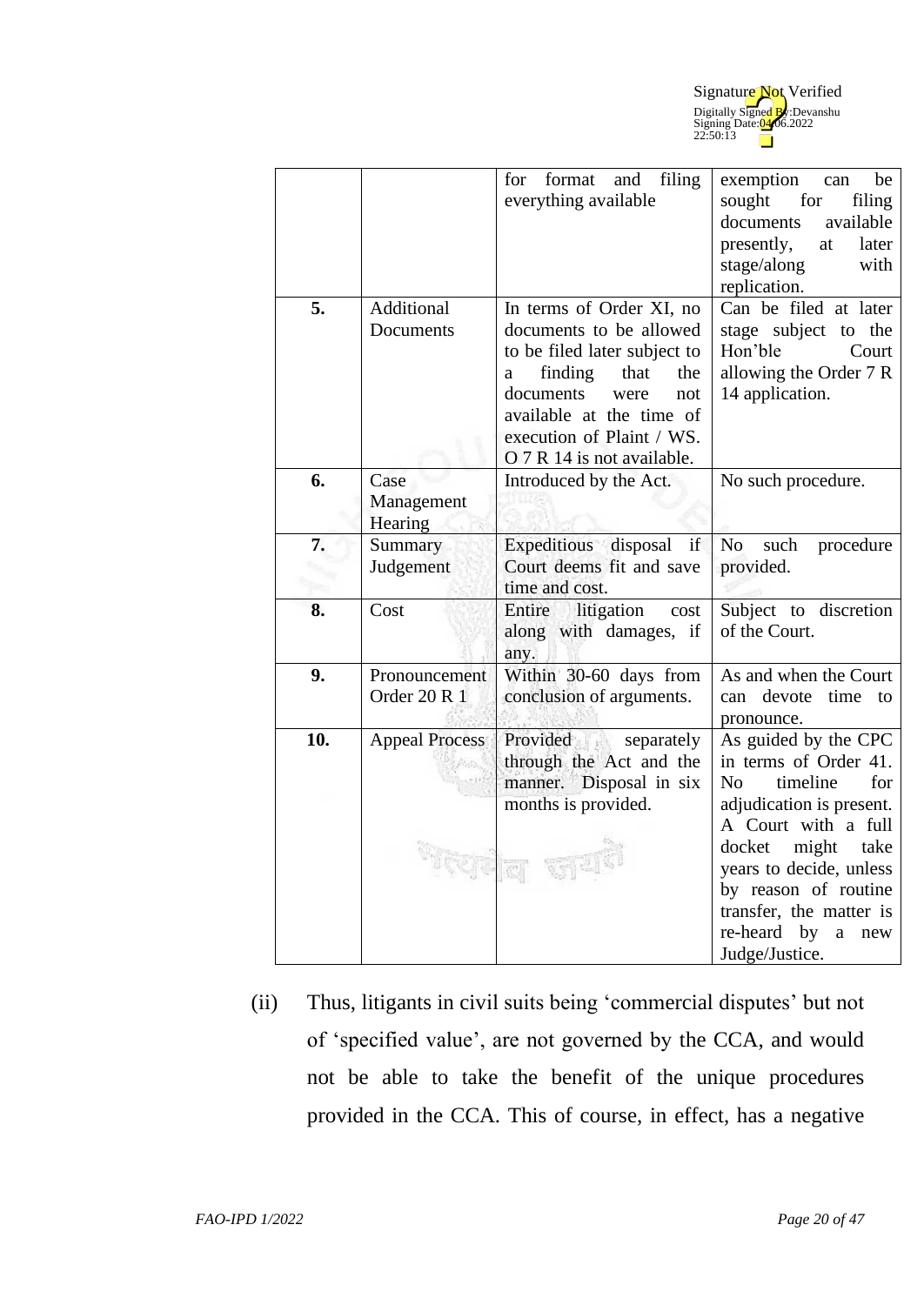| | | | |
|---|---|---|---|
| | | for format and filing everything available | exemption can be sought for filing documents available presently, at later stage/along with replication. |
| **5.** | Additional Documents | In terms of Order XI, no documents to be allowed to be filed later subject to a finding that the documents were not available at the time of execution of Plaint / WS. O 7 R 14 is not available. | Can be filed at later stage subject to the Court Hon'ble allowing the Order 7 R 14 application. |
| **6.** | Case Management Hearing | Introduced by the Act. | No such procedure. |
| **7.** | Summary Judgement | Expeditious disposal if Court deems fit and save time and cost. | No such procedure provided. |
| **8.** | Cost | Entire litigation cost along with damages, if any. | Subject to discretion of the Court. |
| **9.** | Pronouncement Order 20 R 1 | Within 30-60 days from conclusion of arguments. | As and when the Court can devote time to pronounce. |
| **10.** | Appeal Process | Provided separately through the Act and the manner. Disposal in six months is provided. | As guided by the CPC in terms of Order 41. No timeline for adjudication is present. A Court with a full docket might take years to decide, unless by reason of routine transfer, the matter is re-heard by a new Judge/Justice. |

(ii) Thus, litigants in civil suits being 'commercial disputes' but not of 'specified value', are not governed by the CCA, and would not be able to take the benefit of the unique procedures provided in the CCA. This of course, in effect, has a negative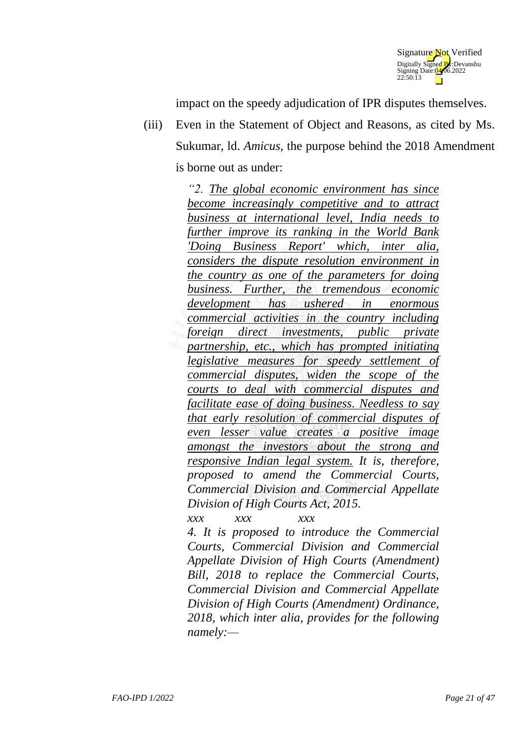impact on the speedy adjudication of IPR disputes themselves.

(iii) Even in the Statement of Object and Reasons, as cited by Ms. Sukumar, ld. *Amicus*, the purpose behind the 2018 Amendment is borne out as under:

> *"2. The global economic environment has since become increasingly competitive and to attract business at international level, India needs to further improve its ranking in the World Bank 'Doing Business Report' which, inter alia, considers the dispute resolution environment in the country as one of the parameters for doing business. Further, the tremendous economic development has ushered in enormous commercial activities in the country including foreign direct investments, public private partnership, etc., which has prompted initiating legislative measures for speedy settlement of commercial disputes, widen the scope of the courts to deal with commercial disputes and facilitate ease of doing business. Needless to say that early resolution of commercial disputes of even lesser value creates a positive image amongst the investors about the strong and responsive Indian legal system. It is, therefore, proposed to amend the Commercial Courts, Commercial Division and Commercial Appellate Division of High Courts Act, 2015.*
>
> *xxx xxx xxx*
>
> *4. It is proposed to introduce the Commercial Courts, Commercial Division and Commercial Appellate Division of High Courts (Amendment) Bill, 2018 to replace the Commercial Courts, Commercial Division and Commercial Appellate Division of High Courts (Amendment) Ordinance, 2018, which inter alia, provides for the following namely:—*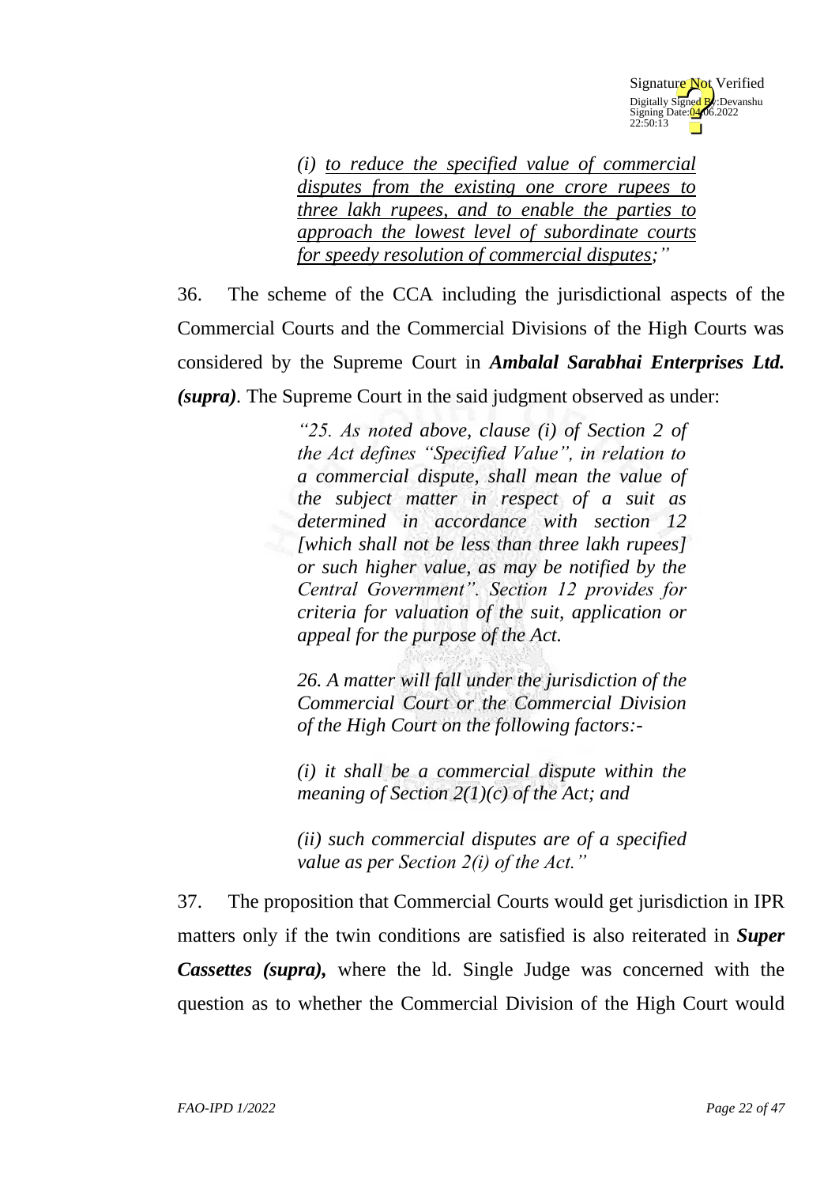> *(i) <u>to reduce the specified value of commercial disputes from the existing one crore rupees to three lakh rupees, and to enable the parties to approach the lowest level of subordinate courts for speedy resolution of commercial disputes</u>;"*

36. The scheme of the CCA including the jurisdictional aspects of the Commercial Courts and the Commercial Divisions of the High Courts was considered by the Supreme Court in ***Ambalal Sarabhai Enterprises Ltd. (supra)***. The Supreme Court in the said judgment observed as under:

> *"25. As noted above, clause (i) of Section 2 of the Act defines "Specified Value", in relation to a commercial dispute, shall mean the value of the subject matter in respect of a suit as determined in accordance with section 12 [which shall not be less than three lakh rupees] or such higher value, as may be notified by the Central Government". Section 12 provides for criteria for valuation of the suit, application or appeal for the purpose of the Act.*
>
> *26. A matter will fall under the jurisdiction of the Commercial Court or the Commercial Division of the High Court on the following factors:-*
>
> *(i) it shall be a commercial dispute within the meaning of Section 2(1)(c) of the Act; and*
>
> *(ii) such commercial disputes are of a specified value as per Section 2(i) of the Act."*

37. The proposition that Commercial Courts would get jurisdiction in IPR matters only if the twin conditions are satisfied is also reiterated in ***Super Cassettes (supra),*** where the ld. Single Judge was concerned with the question as to whether the Commercial Division of the High Court would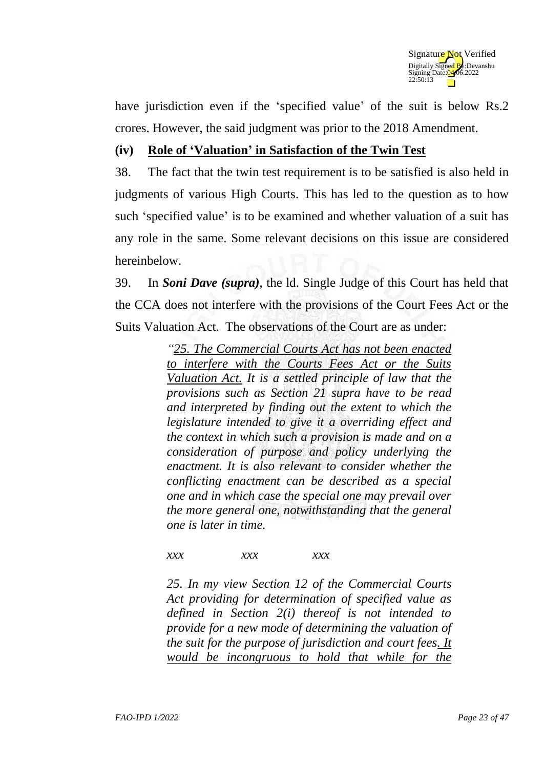have jurisdiction even if the 'specified value' of the suit is below Rs.2 crores. However, the said judgment was prior to the 2018 Amendment.

### (iv) Role of 'Valuation' in Satisfaction of the Twin Test

38. The fact that the twin test requirement is to be satisfied is also held in judgments of various High Courts. This has led to the question as to how such 'specified value' is to be examined and whether valuation of a suit has any role in the same. Some relevant decisions on this issue are considered hereinbelow.

39. In ***Soni Dave (supra)***, the ld. Single Judge of this Court has held that the CCA does not interfere with the provisions of the Court Fees Act or the Suits Valuation Act. The observations of the Court are as under:

> *"25. The Commercial Courts Act has not been enacted to interfere with the Courts Fees Act or the Suits Valuation Act. It is a settled principle of law that the provisions such as Section 21 supra have to be read and interpreted by finding out the extent to which the legislature intended to give it a overriding effect and the context in which such a provision is made and on a consideration of purpose and policy underlying the enactment. It is also relevant to consider whether the conflicting enactment can be described as a special one and in which case the special one may prevail over the more general one, notwithstanding that the general one is later in time.*
>
> *xxx xxx xxx*
>
> *25. In my view Section 12 of the Commercial Courts Act providing for determination of specified value as defined in Section 2(i) thereof is not intended to provide for a new mode of determining the valuation of the suit for the purpose of jurisdiction and court fees. It would be incongruous to hold that while for the*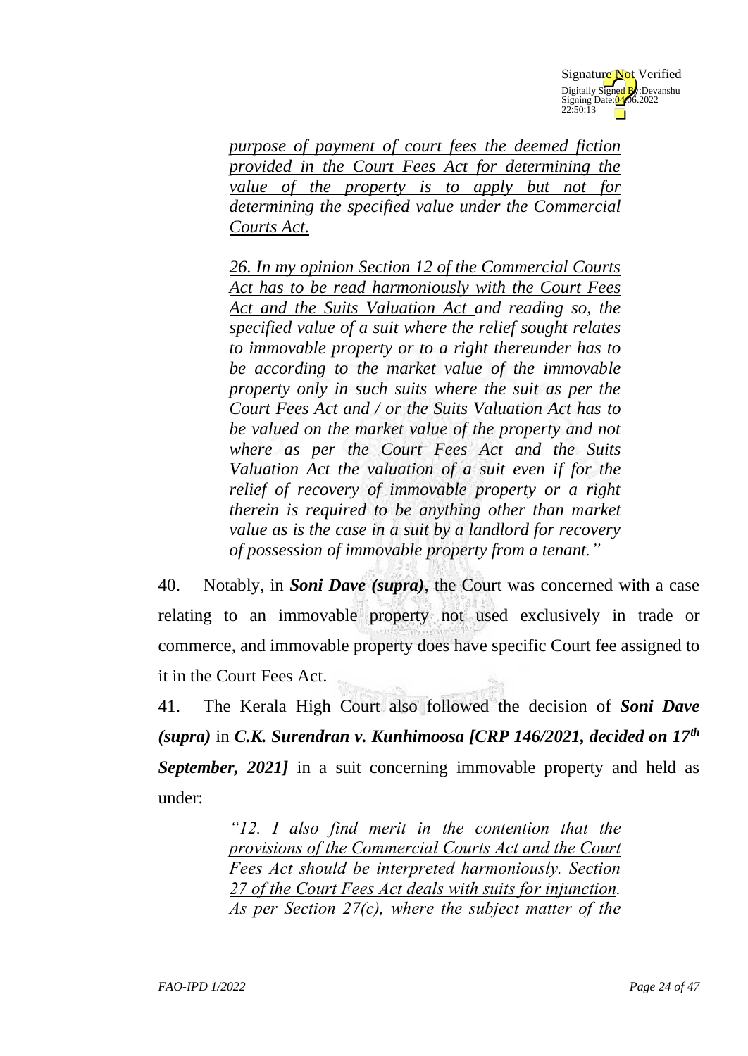> *purpose of payment of court fees the deemed fiction provided in the Court Fees Act for determining the value of the property is to apply but not for determining the specified value under the Commercial Courts Act.*
>
> *26. In my opinion Section 12 of the Commercial Courts Act has to be read harmoniously with the Court Fees Act and the Suits Valuation Act and reading so, the specified value of a suit where the relief sought relates to immovable property or to a right thereunder has to be according to the market value of the immovable property only in such suits where the suit as per the Court Fees Act and / or the Suits Valuation Act has to be valued on the market value of the property and not where as per the Court Fees Act and the Suits Valuation Act the valuation of a suit even if for the relief of recovery of immovable property or a right therein is required to be anything other than market value as is the case in a suit by a landlord for recovery of possession of immovable property from a tenant."*

40. Notably, in ***Soni Dave (supra)***, the Court was concerned with a case relating to an immovable property not used exclusively in trade or commerce, and immovable property does have specific Court fee assigned to it in the Court Fees Act.

41. The Kerala High Court also followed the decision of ***Soni Dave (supra)*** in ***C.K. Surendran v. Kunhimoosa [CRP 146/2021, decided on 17th September, 2021]*** in a suit concerning immovable property and held as under:

> *"12. I also find merit in the contention that the provisions of the Commercial Courts Act and the Court Fees Act should be interpreted harmoniously. Section 27 of the Court Fees Act deals with suits for injunction. As per Section 27(c), where the subject matter of the*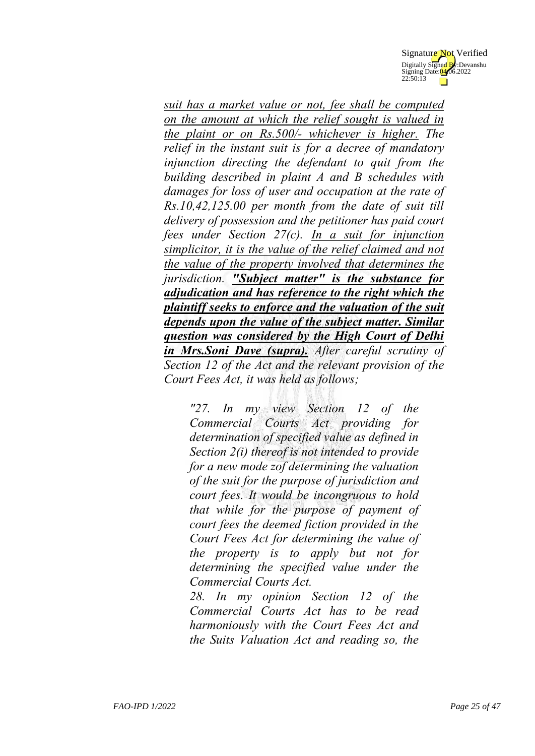*<u>suit has a market value or not, fee shall be computed on the amount at which the relief sought is valued in the plaint or on Rs.500/- whichever is higher.</u> The relief in the instant suit is for a decree of mandatory injunction directing the defendant to quit from the building described in plaint A and B schedules with damages for loss of user and occupation at the rate of Rs.10,42,125.00 per month from the date of suit till delivery of possession and the petitioner has paid court fees under Section 27(c). <u>In a suit for injunction simplicitor, it is the value of the relief claimed and not the value of the property involved that determines the jurisdiction.</u> <u>**"Subject matter" is the substance for adjudication and has reference to the right which the plaintiff seeks to enforce and the valuation of the suit depends upon the value of the subject matter. Similar question was considered by the High Court of Delhi in Mrs.Soni Dave (supra).**</u> After careful scrutiny of Section 12 of the Act and the relevant provision of the Court Fees Act, it was held as follows;*

> *"27. In my view Section 12 of the Commercial Courts Act providing for determination of specified value as defined in Section 2(i) thereof is not intended to provide for a new mode zof determining the valuation of the suit for the purpose of jurisdiction and court fees. It would be incongruous to hold that while for the purpose of payment of court fees the deemed fiction provided in the Court Fees Act for determining the value of the property is to apply but not for determining the specified value under the Commercial Courts Act.*
>
> *28. In my opinion Section 12 of the Commercial Courts Act has to be read harmoniously with the Court Fees Act and the Suits Valuation Act and reading so, the*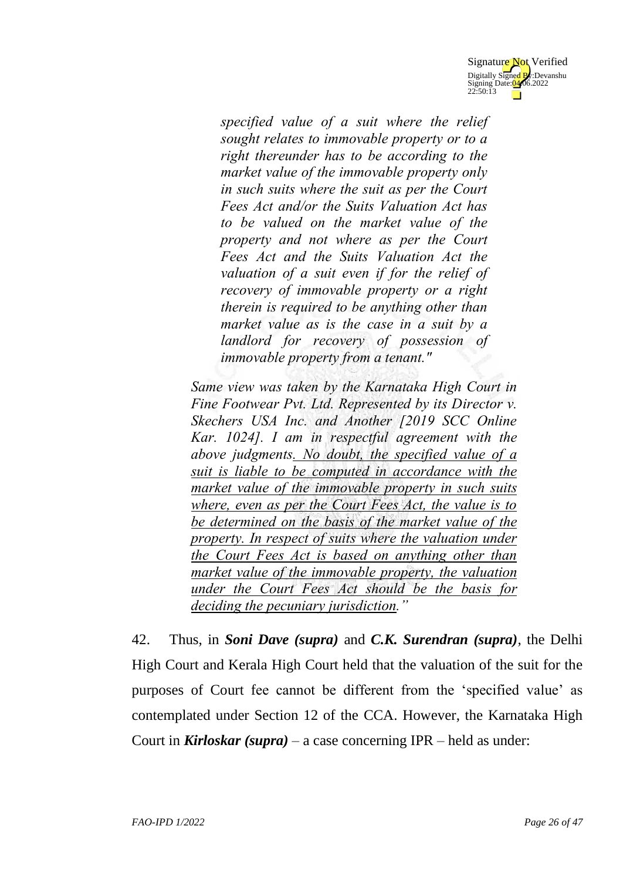> > *specified value of a suit where the relief sought relates to immovable property or to a right thereunder has to be according to the market value of the immovable property only in such suits where the suit as per the Court Fees Act and/or the Suits Valuation Act has to be valued on the market value of the property and not where as per the Court Fees Act and the Suits Valuation Act the valuation of a suit even if for the relief of recovery of immovable property or a right therein is required to be anything other than market value as is the case in a suit by a landlord for recovery of possession of immovable property from a tenant."*
>
> *Same view was taken by the Karnataka High Court in Fine Footwear Pvt. Ltd. Represented by its Director v. Skechers USA Inc. and Another [2019 SCC Online Kar. 1024]. I am in respectful agreement with the above judgments. No doubt, the specified value of a suit is liable to be computed in accordance with the market value of the immovable property in such suits where, even as per the Court Fees Act, the value is to be determined on the basis of the market value of the property. In respect of suits where the valuation under the Court Fees Act is based on anything other than market value of the immovable property, the valuation under the Court Fees Act should be the basis for deciding the pecuniary jurisdiction."*

42. Thus, in ***Soni Dave (supra)*** and ***C.K. Surendran (supra)***, the Delhi High Court and Kerala High Court held that the valuation of the suit for the purposes of Court fee cannot be different from the 'specified value' as contemplated under Section 12 of the CCA. However, the Karnataka High Court in ***Kirloskar (supra)*** – a case concerning IPR – held as under: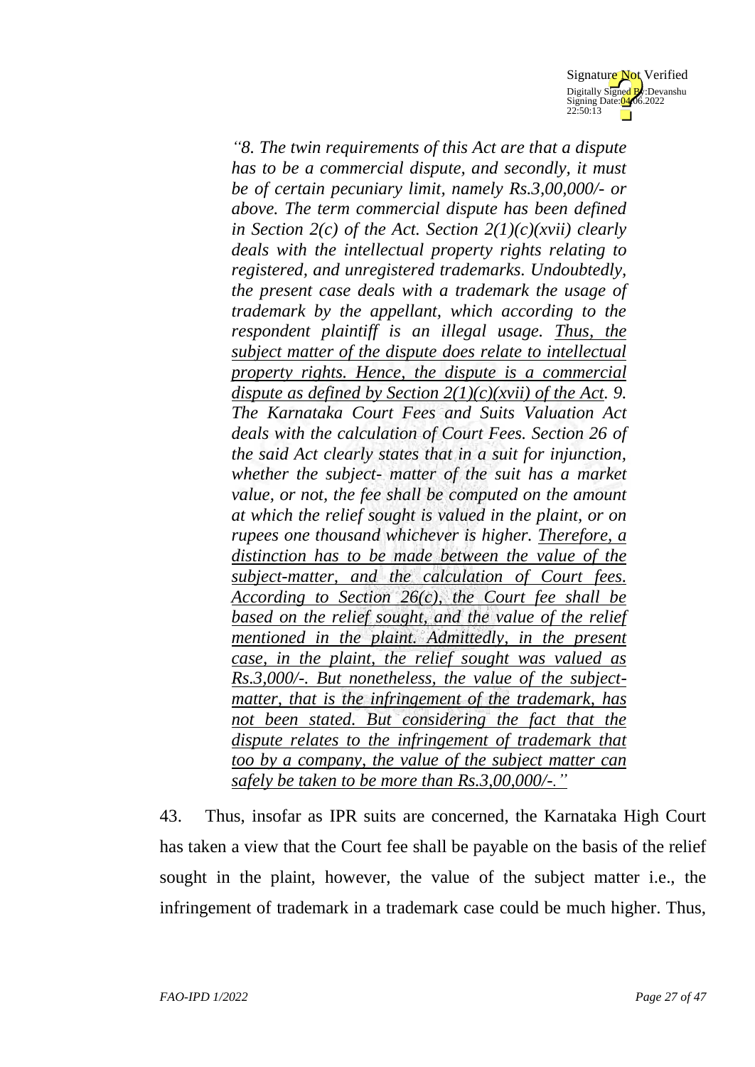> *"8. The twin requirements of this Act are that a dispute has to be a commercial dispute, and secondly, it must be of certain pecuniary limit, namely Rs.3,00,000/- or above. The term commercial dispute has been defined in Section 2(c) of the Act. Section 2(1)(c)(xvii) clearly deals with the intellectual property rights relating to registered, and unregistered trademarks. Undoubtedly, the present case deals with a trademark the usage of trademark by the appellant, which according to the respondent plaintiff is an illegal usage. <u>Thus, the subject matter of the dispute does relate to intellectual property rights. Hence, the dispute is a commercial dispute as defined by Section 2(1)(c)(xvii) of the Act</u>. 9. The Karnataka Court Fees and Suits Valuation Act deals with the calculation of Court Fees. Section 26 of the said Act clearly states that in a suit for injunction, whether the subject- matter of the suit has a market value, or not, the fee shall be computed on the amount at which the relief sought is valued in the plaint, or on rupees one thousand whichever is higher. <u>Therefore, a distinction has to be made between the value of the subject-matter, and the calculation of Court fees. According to Section 26(c), the Court fee shall be based on the relief sought, and the value of the relief mentioned in the plaint. Admittedly, in the present case, in the plaint, the relief sought was valued as Rs.3,000/-. But nonetheless, the value of the subject-matter, that is the infringement of the trademark, has not been stated. But considering the fact that the dispute relates to the infringement of trademark that too by a company, the value of the subject matter can safely be taken to be more than Rs.3,00,000/-."</u>*

43. Thus, insofar as IPR suits are concerned, the Karnataka High Court has taken a view that the Court fee shall be payable on the basis of the relief sought in the plaint, however, the value of the subject matter i.e., the infringement of trademark in a trademark case could be much higher. Thus,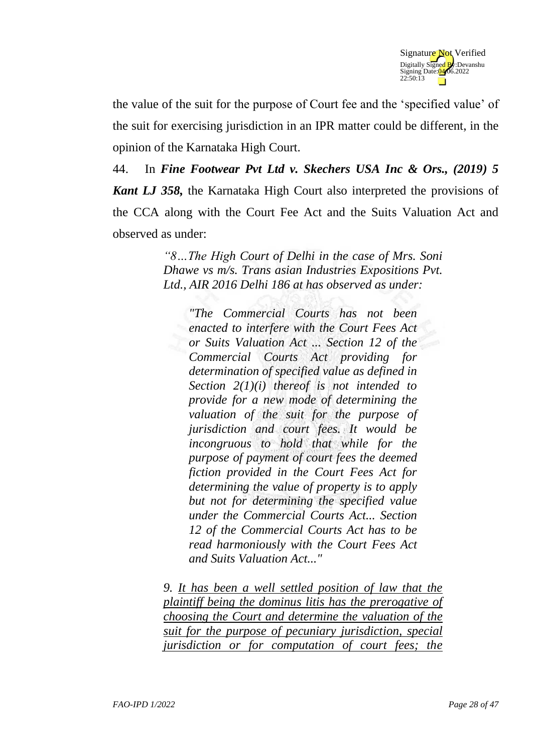the value of the suit for the purpose of Court fee and the 'specified value' of the suit for exercising jurisdiction in an IPR matter could be different, in the opinion of the Karnataka High Court.

44. In ***Fine Footwear Pvt Ltd v. Skechers USA Inc & Ors., (2019) 5 Kant LJ 358,*** the Karnataka High Court also interpreted the provisions of the CCA along with the Court Fee Act and the Suits Valuation Act and observed as under:

> *"8…The High Court of Delhi in the case of Mrs. Soni Dhawe vs m/s. Trans asian Industries Expositions Pvt. Ltd., AIR 2016 Delhi 186 at has observed as under:*
>
> > *"The Commercial Courts has not been enacted to interfere with the Court Fees Act or Suits Valuation Act ... Section 12 of the Commercial Courts Act providing for determination of specified value as defined in Section 2(1)(i) thereof is not intended to provide for a new mode of determining the valuation of the suit for the purpose of jurisdiction and court fees. It would be incongruous to hold that while for the purpose of payment of court fees the deemed fiction provided in the Court Fees Act for determining the value of property is to apply but not for determining the specified value under the Commercial Courts Act... Section 12 of the Commercial Courts Act has to be read harmoniously with the Court Fees Act and Suits Valuation Act..."*
>
> *9. <u>It has been a well settled position of law that the plaintiff being the dominus litis has the prerogative of choosing the Court and determine the valuation of the suit for the purpose of pecuniary jurisdiction, special jurisdiction or for computation of court fees; the</u>*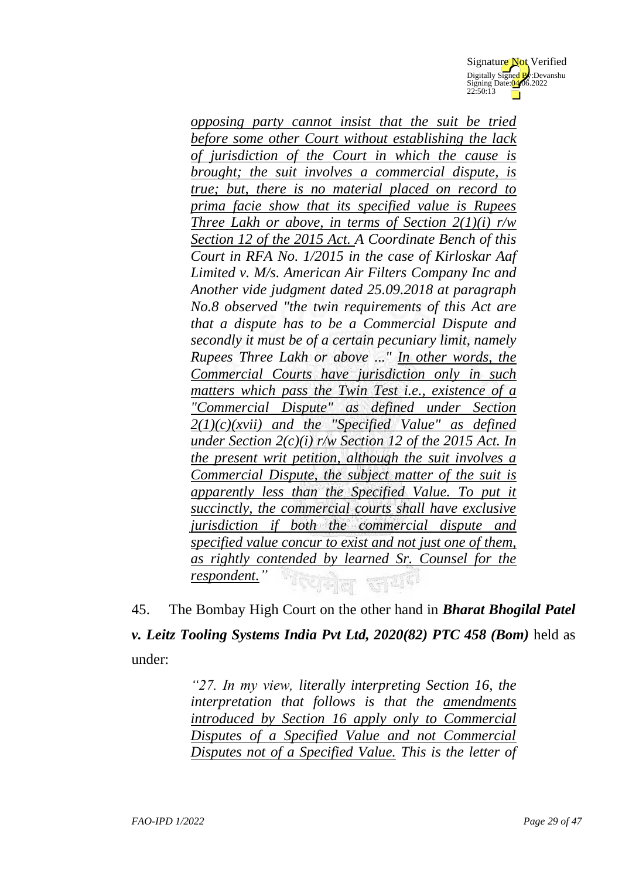> *opposing party cannot insist that the suit be tried before some other Court without establishing the lack of jurisdiction of the Court in which the cause is brought; the suit involves a commercial dispute, is true; but, there is no material placed on record to prima facie show that its specified value is Rupees Three Lakh or above, in terms of Section 2(1)(i) r/w Section 12 of the 2015 Act. A Coordinate Bench of this Court in RFA No. 1/2015 in the case of Kirloskar Aaf Limited v. M/s. American Air Filters Company Inc and Another vide judgment dated 25.09.2018 at paragraph No.8 observed "the twin requirements of this Act are that a dispute has to be a Commercial Dispute and secondly it must be of a certain pecuniary limit, namely Rupees Three Lakh or above ..." In other words, the Commercial Courts have jurisdiction only in such matters which pass the Twin Test i.e., existence of a "Commercial Dispute" as defined under Section 2(1)(c)(xvii) and the "Specified Value" as defined under Section 2(c)(i) r/w Section 12 of the 2015 Act. In the present writ petition, although the suit involves a Commercial Dispute, the subject matter of the suit is apparently less than the Specified Value. To put it succinctly, the commercial courts shall have exclusive jurisdiction if both the commercial dispute and specified value concur to exist and not just one of them, as rightly contended by learned Sr. Counsel for the respondent."*

45. The Bombay High Court on the other hand in ***Bharat Bhogilal Patel v. Leitz Tooling Systems India Pvt Ltd, 2020(82) PTC 458 (Bom)*** held as under:

> *"27. In my view, literally interpreting Section 16, the interpretation that follows is that the amendments introduced by Section 16 apply only to Commercial Disputes of a Specified Value and not Commercial Disputes not of a Specified Value. This is the letter of*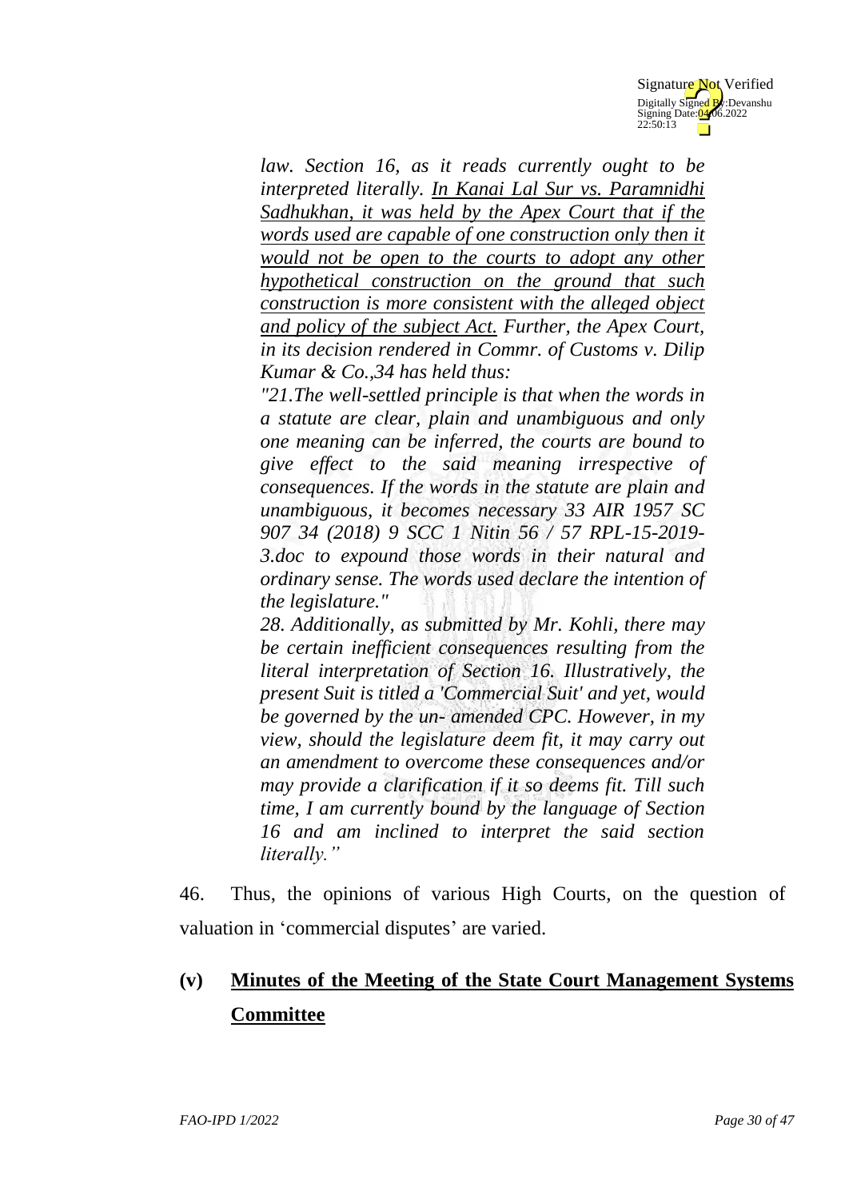*law. Section 16, as it reads currently ought to be interpreted literally. <u>In Kanai Lal Sur vs. Paramnidhi Sadhukhan, it was held by the Apex Court that if the words used are capable of one construction only then it would not be open to the courts to adopt any other hypothetical construction on the ground that such construction is more consistent with the alleged object and policy of the subject Act.</u> Further, the Apex Court, in its decision rendered in Commr. of Customs v. Dilip Kumar & Co.,34 has held thus:*

*"21.The well-settled principle is that when the words in a statute are clear, plain and unambiguous and only one meaning can be inferred, the courts are bound to give effect to the said meaning irrespective of consequences. If the words in the statute are plain and unambiguous, it becomes necessary 33 AIR 1957 SC 907 34 (2018) 9 SCC 1 Nitin 56 / 57 RPL-15-2019-3.doc to expound those words in their natural and ordinary sense. The words used declare the intention of the legislature."*

*28. Additionally, as submitted by Mr. Kohli, there may be certain inefficient consequences resulting from the literal interpretation of Section 16. Illustratively, the present Suit is titled a 'Commercial Suit' and yet, would be governed by the un- amended CPC. However, in my view, should the legislature deem fit, it may carry out an amendment to overcome these consequences and/or may provide a clarification if it so deems fit. Till such time, I am currently bound by the language of Section 16 and am inclined to interpret the said section literally."*

46. Thus, the opinions of various High Courts, on the question of valuation in 'commercial disputes' are varied.

## (v) <u>Minutes of the Meeting of the State Court Management Systems Committee</u>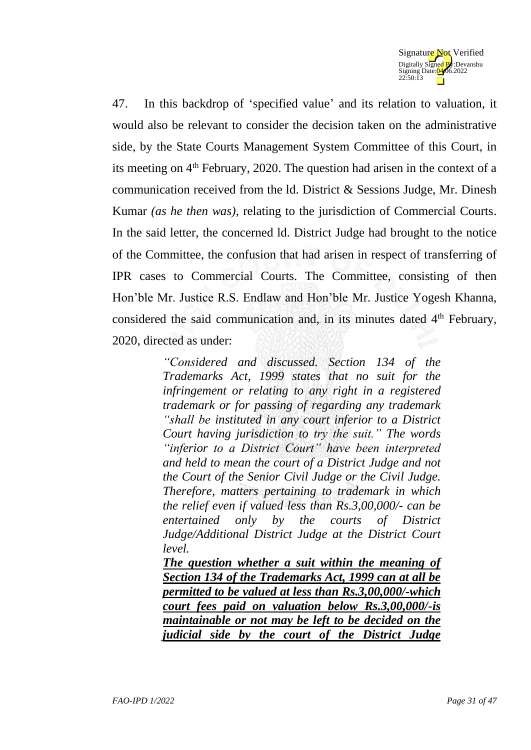47. In this backdrop of 'specified value' and its relation to valuation, it would also be relevant to consider the decision taken on the administrative side, by the State Courts Management System Committee of this Court, in its meeting on 4th February, 2020. The question had arisen in the context of a communication received from the ld. District & Sessions Judge, Mr. Dinesh Kumar *(as he then was)*, relating to the jurisdiction of Commercial Courts. In the said letter, the concerned ld. District Judge had brought to the notice of the Committee, the confusion that had arisen in respect of transferring of IPR cases to Commercial Courts. The Committee, consisting of then Hon'ble Mr. Justice R.S. Endlaw and Hon'ble Mr. Justice Yogesh Khanna, considered the said communication and, in its minutes dated 4th February, 2020, directed as under:

> *"Considered and discussed. Section 134 of the Trademarks Act, 1999 states that no suit for the infringement or relating to any right in a registered trademark or for passing of regarding any trademark "shall be instituted in any court inferior to a District Court having jurisdiction to try the suit." The words "inferior to a District Court" have been interpreted and held to mean the court of a District Judge and not the Court of the Senior Civil Judge or the Civil Judge. Therefore, matters pertaining to trademark in which the relief even if valued less than Rs.3,00,000/- can be entertained only by the courts of District Judge/Additional District Judge at the District Court level.*
>
> ***The question whether a suit within the meaning of Section 134 of the Trademarks Act, 1999 can at all be permitted to be valued at less than Rs.3,00,000/-which court fees paid on valuation below Rs.3,00,000/-is maintainable or not may be left to be decided on the judicial side by the court of the District Judge***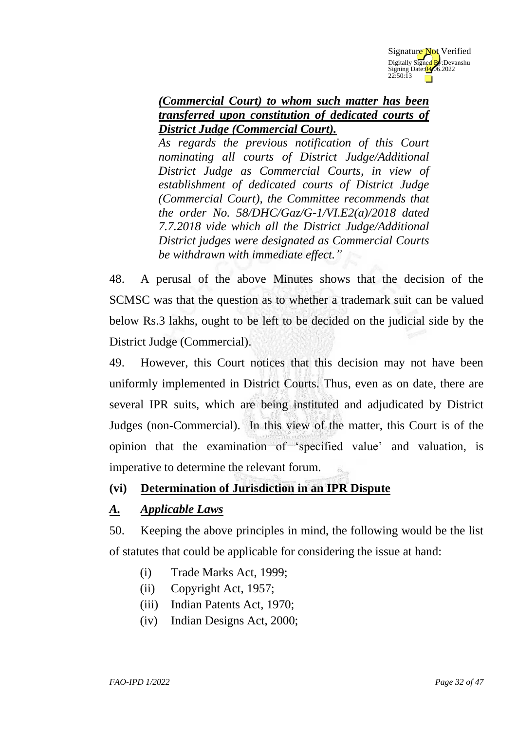> ***(Commercial Court) to whom such matter has been transferred upon constitution of dedicated courts of District Judge (Commercial Court).***
>
> *As regards the previous notification of this Court nominating all courts of District Judge/Additional District Judge as Commercial Courts, in view of establishment of dedicated courts of District Judge (Commercial Court), the Committee recommends that the order No. 58/DHC/Gaz/G-1/VI.E2(a)/2018 dated 7.7.2018 vide which all the District Judge/Additional District judges were designated as Commercial Courts be withdrawn with immediate effect."*

48. A perusal of the above Minutes shows that the decision of the SCMSC was that the question as to whether a trademark suit can be valued below Rs.3 lakhs, ought to be left to be decided on the judicial side by the District Judge (Commercial).

49. However, this Court notices that this decision may not have been uniformly implemented in District Courts. Thus, even as on date, there are several IPR suits, which are being instituted and adjudicated by District Judges (non-Commercial). In this view of the matter, this Court is of the opinion that the examination of 'specified value' and valuation, is imperative to determine the relevant forum.

## (vi) Determination of Jurisdiction in an IPR Dispute

### *A. Applicable Laws*

50. Keeping the above principles in mind, the following would be the list of statutes that could be applicable for considering the issue at hand:

(i) Trade Marks Act, 1999;
(ii) Copyright Act, 1957;
(iii) Indian Patents Act, 1970;
(iv) Indian Designs Act, 2000;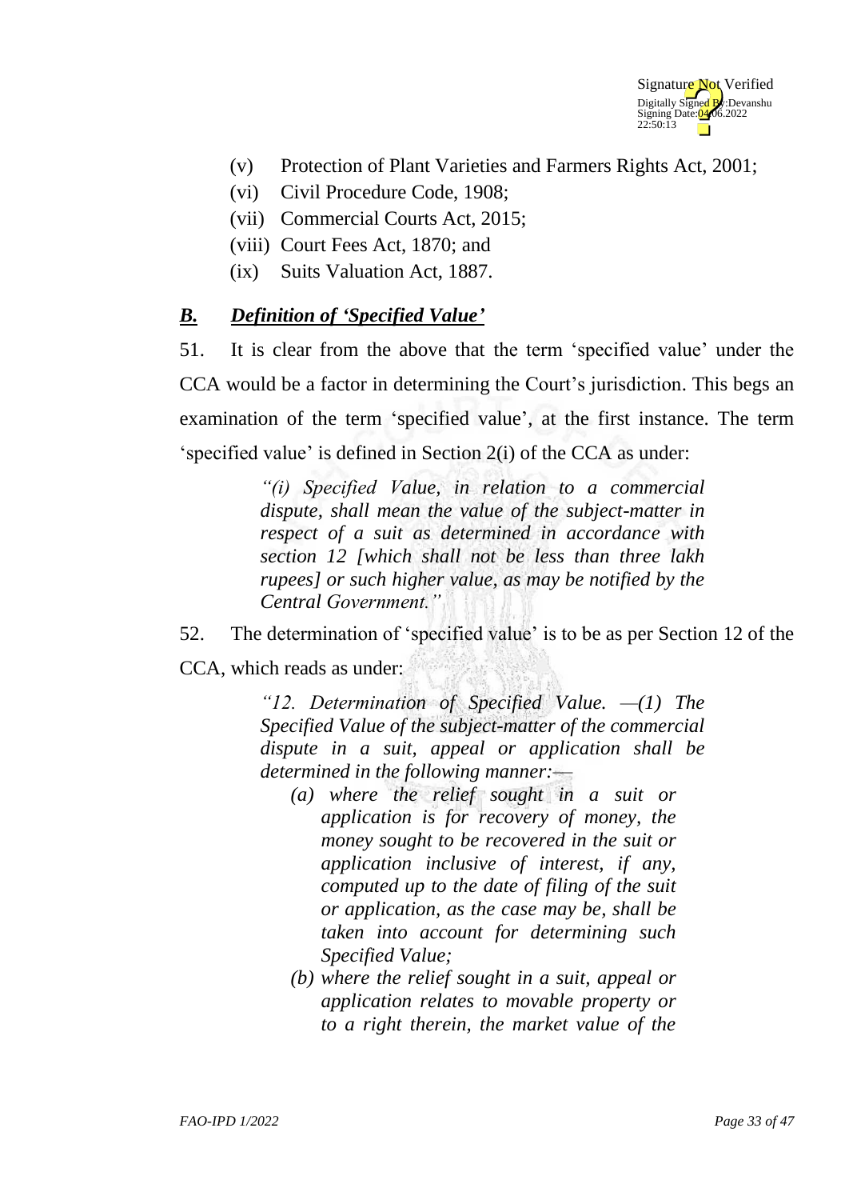(v) Protection of Plant Varieties and Farmers Rights Act, 2001;
(vi) Civil Procedure Code, 1908;
(vii) Commercial Courts Act, 2015;
(viii) Court Fees Act, 1870; and
(ix) Suits Valuation Act, 1887.

## ***B. Definition of 'Specified Value'***

51. It is clear from the above that the term 'specified value' under the CCA would be a factor in determining the Court's jurisdiction. This begs an examination of the term 'specified value', at the first instance. The term 'specified value' is defined in Section 2(i) of the CCA as under:

> *"(i) Specified Value, in relation to a commercial dispute, shall mean the value of the subject-matter in respect of a suit as determined in accordance with section 12 [which shall not be less than three lakh rupees] or such higher value, as may be notified by the Central Government."*

52. The determination of 'specified value' is to be as per Section 12 of the CCA, which reads as under:

> *"12. Determination of Specified Value. —(1) The Specified Value of the subject-matter of the commercial dispute in a suit, appeal or application shall be determined in the following manner:—*
>
> *(a) where the relief sought in a suit or application is for recovery of money, the money sought to be recovered in the suit or application inclusive of interest, if any, computed up to the date of filing of the suit or application, as the case may be, shall be taken into account for determining such Specified Value;*
>
> *(b) where the relief sought in a suit, appeal or application relates to movable property or to a right therein, the market value of the*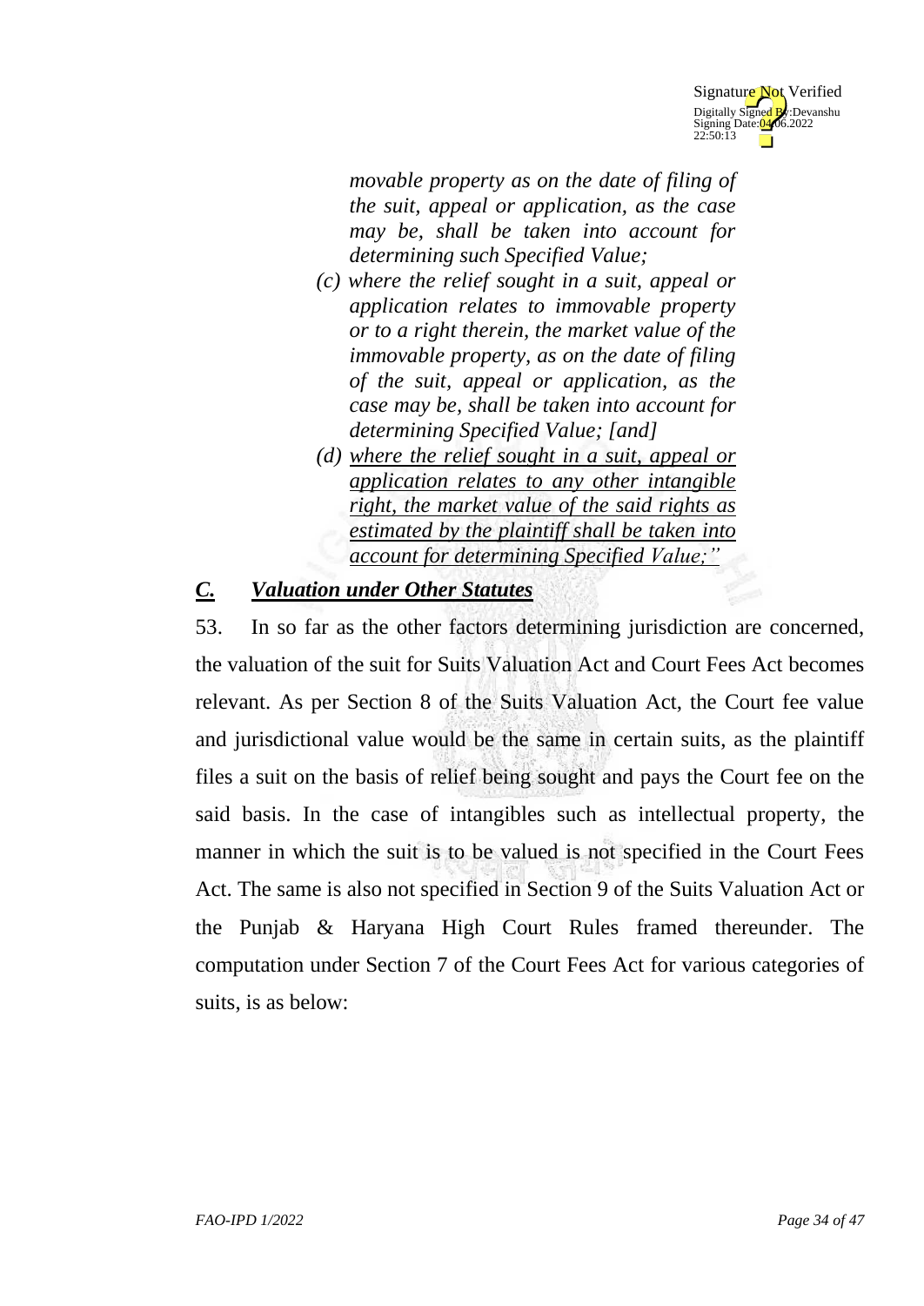*movable property as on the date of filing of the suit, appeal or application, as the case may be, shall be taken into account for determining such Specified Value;*

*(c) where the relief sought in a suit, appeal or application relates to immovable property or to a right therein, the market value of the immovable property, as on the date of filing of the suit, appeal or application, as the case may be, shall be taken into account for determining Specified Value; [and]*

*(d) <u>where the relief sought in a suit, appeal or application relates to any other intangible right, the market value of the said rights as estimated by the plaintiff shall be taken into account for determining Specified Value;"</u>*

## ***C. Valuation under Other Statutes***

53. In so far as the other factors determining jurisdiction are concerned, the valuation of the suit for Suits Valuation Act and Court Fees Act becomes relevant. As per Section 8 of the Suits Valuation Act, the Court fee value and jurisdictional value would be the same in certain suits, as the plaintiff files a suit on the basis of relief being sought and pays the Court fee on the said basis. In the case of intangibles such as intellectual property, the manner in which the suit is to be valued is not specified in the Court Fees Act. The same is also not specified in Section 9 of the Suits Valuation Act or the Punjab & Haryana High Court Rules framed thereunder. The computation under Section 7 of the Court Fees Act for various categories of suits, is as below: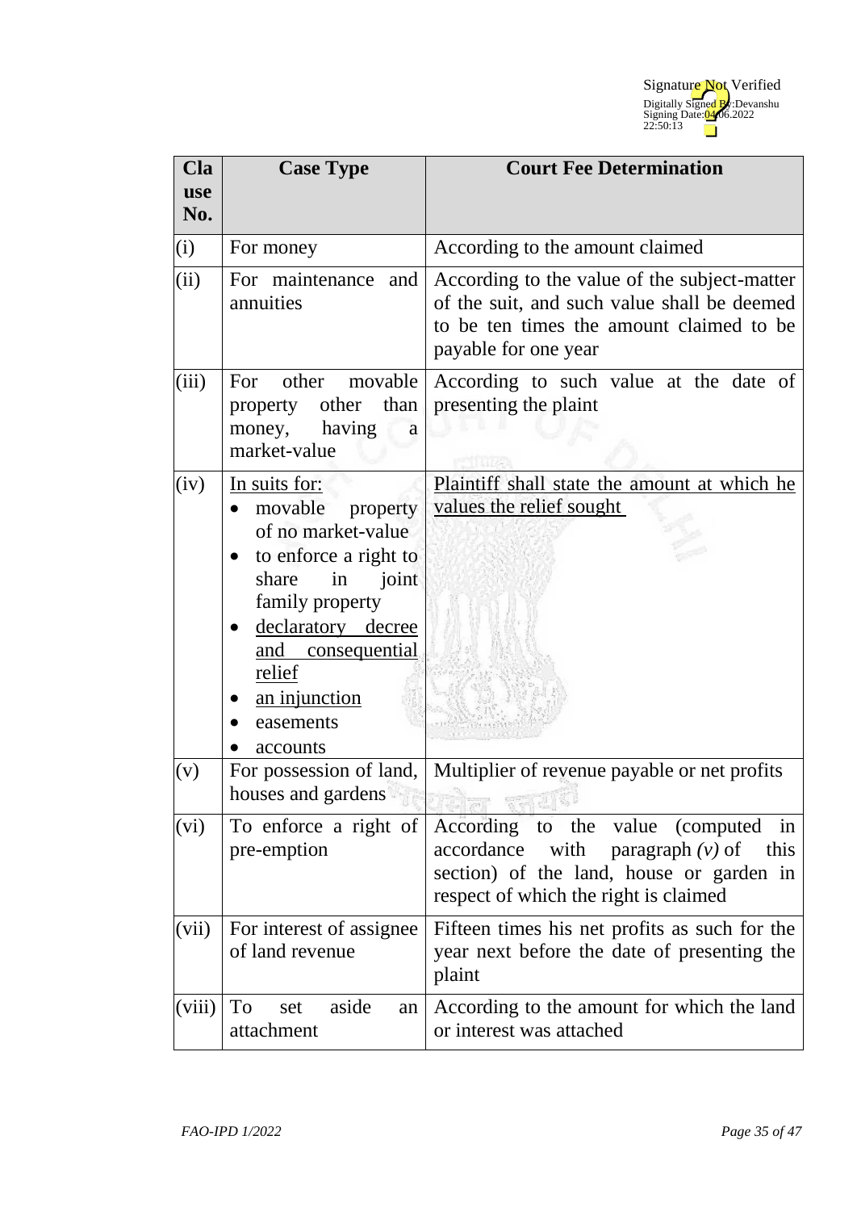| Clause No. | Case Type | Court Fee Determination |
|---|---|---|
| (i) | For money | According to the amount claimed |
| (ii) | For maintenance and annuities | According to the value of the subject-matter of the suit, and such value shall be deemed to be ten times the amount claimed to be payable for one year |
| (iii) | For other movable property other than money, having a market-value | According to such value at the date of presenting the plaint |
| (iv) | In suits for: <br>• movable property of no market-value <br>• to enforce a right to share in joint family property <br>• declaratory decree and consequential relief <br>• an injunction <br>• easements <br>• accounts | Plaintiff shall state the amount at which he values the relief sought |
| (v) | For possession of land, houses and gardens | Multiplier of revenue payable or net profits |
| (vi) | To enforce a right of pre-emption | According to the value (computed in accordance with paragraph *(v)* of this section) of the land, house or garden in respect of which the right is claimed |
| (vii) | For interest of assignee of land revenue | Fifteen times his net profits as such for the year next before the date of presenting the plaint |
| (viii) | To set aside an attachment | According to the amount for which the land or interest was attached |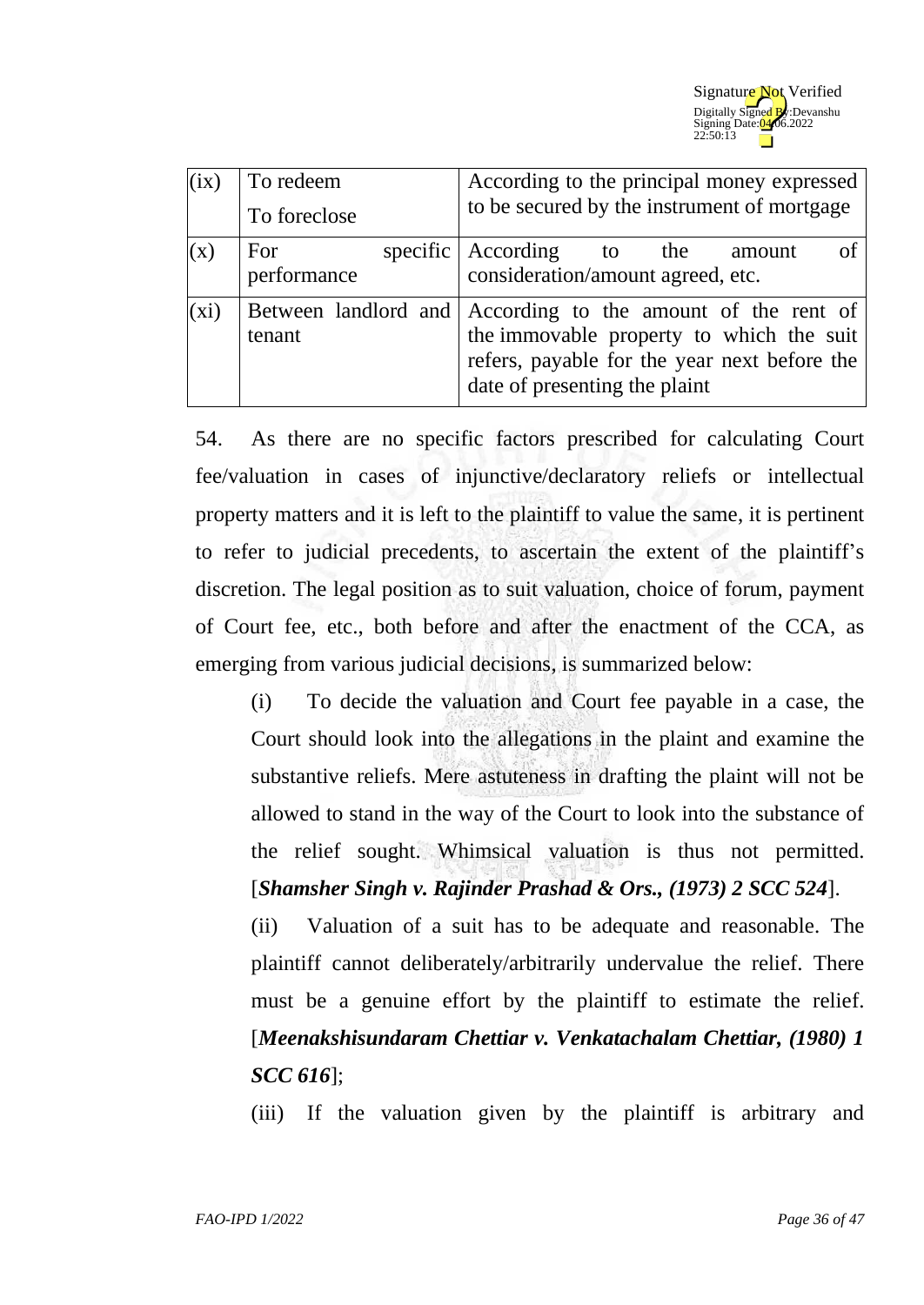| | | |
|---|---|---|
| (ix) | To redeem<br>To foreclose | According to the principal money expressed to be secured by the instrument of mortgage |
| (x) | For specific performance | According to the amount of consideration/amount agreed, etc. |
| (xi) | Between landlord and tenant | According to the amount of the rent of the immovable property to which the suit refers, payable for the year next before the date of presenting the plaint |

54. As there are no specific factors prescribed for calculating Court fee/valuation in cases of injunctive/declaratory reliefs or intellectual property matters and it is left to the plaintiff to value the same, it is pertinent to refer to judicial precedents, to ascertain the extent of the plaintiff's discretion. The legal position as to suit valuation, choice of forum, payment of Court fee, etc., both before and after the enactment of the CCA, as emerging from various judicial decisions, is summarized below:

(i) To decide the valuation and Court fee payable in a case, the Court should look into the allegations in the plaint and examine the substantive reliefs. Mere astuteness in drafting the plaint will not be allowed to stand in the way of the Court to look into the substance of the relief sought. Whimsical valuation is thus not permitted. [***Shamsher Singh v. Rajinder Prashad & Ors., (1973) 2 SCC 524***].

(ii) Valuation of a suit has to be adequate and reasonable. The plaintiff cannot deliberately/arbitrarily undervalue the relief. There must be a genuine effort by the plaintiff to estimate the relief. [***Meenakshisundaram Chettiar v. Venkatachalam Chettiar, (1980) 1 SCC 616***];

(iii) If the valuation given by the plaintiff is arbitrary and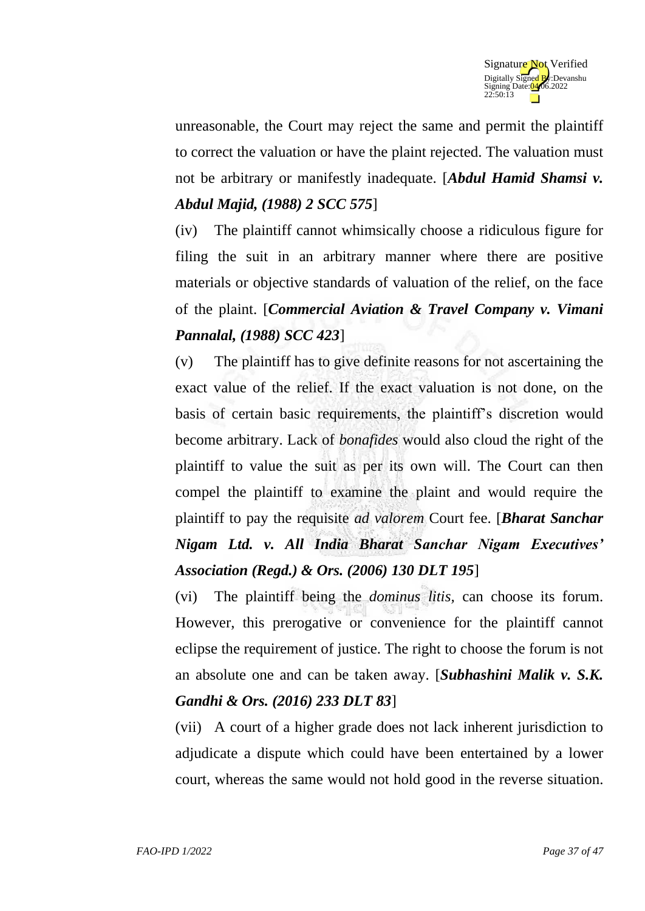unreasonable, the Court may reject the same and permit the plaintiff to correct the valuation or have the plaint rejected. The valuation must not be arbitrary or manifestly inadequate. [***Abdul Hamid Shamsi v. Abdul Majid, (1988) 2 SCC 575***]

(iv) The plaintiff cannot whimsically choose a ridiculous figure for filing the suit in an arbitrary manner where there are positive materials or objective standards of valuation of the relief, on the face of the plaint. [***Commercial Aviation & Travel Company v. Vimani Pannalal, (1988) SCC 423***]

(v) The plaintiff has to give definite reasons for not ascertaining the exact value of the relief. If the exact valuation is not done, on the basis of certain basic requirements, the plaintiff's discretion would become arbitrary. Lack of *bonafides* would also cloud the right of the plaintiff to value the suit as per its own will. The Court can then compel the plaintiff to examine the plaint and would require the plaintiff to pay the requisite *ad valorem* Court fee. [***Bharat Sanchar Nigam Ltd. v. All India Bharat Sanchar Nigam Executives' Association (Regd.) & Ors. (2006) 130 DLT 195***]

(vi) The plaintiff being the *dominus litis,* can choose its forum. However, this prerogative or convenience for the plaintiff cannot eclipse the requirement of justice. The right to choose the forum is not an absolute one and can be taken away. [***Subhashini Malik v. S.K. Gandhi & Ors. (2016) 233 DLT 83***]

(vii) A court of a higher grade does not lack inherent jurisdiction to adjudicate a dispute which could have been entertained by a lower court, whereas the same would not hold good in the reverse situation.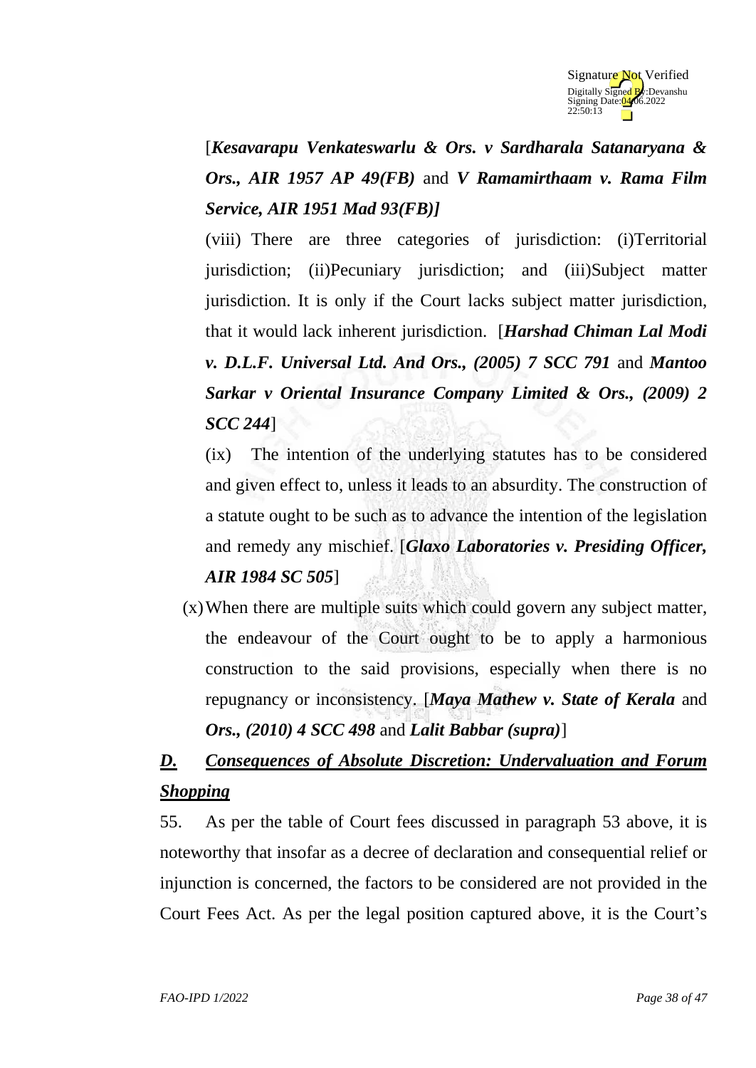[***Kesavarapu Venkateswarlu & Ors. v Sardharala Satanaryana & Ors., AIR 1957 AP 49(FB)*** and ***V Ramamirthaam v. Rama Film Service, AIR 1951 Mad 93(FB)]***

(viii) There are three categories of jurisdiction: (i)Territorial jurisdiction; (ii)Pecuniary jurisdiction; and (iii)Subject matter jurisdiction. It is only if the Court lacks subject matter jurisdiction, that it would lack inherent jurisdiction. [***Harshad Chiman Lal Modi v. D.L.F. Universal Ltd. And Ors., (2005) 7 SCC 791*** and ***Mantoo Sarkar v Oriental Insurance Company Limited & Ors., (2009) 2 SCC 244***]

(ix) The intention of the underlying statutes has to be considered and given effect to, unless it leads to an absurdity. The construction of a statute ought to be such as to advance the intention of the legislation and remedy any mischief. [***Glaxo Laboratories v. Presiding Officer, AIR 1984 SC 505***]

(x) When there are multiple suits which could govern any subject matter, the endeavour of the Court ought to be to apply a harmonious construction to the said provisions, especially when there is no repugnancy or inconsistency. [***Maya Mathew v. State of Kerala*** and ***Ors., (2010) 4 SCC 498*** and ***Lalit Babbar (supra)***]

## ***D. Consequences of Absolute Discretion: Undervaluation and Forum Shopping***

55. As per the table of Court fees discussed in paragraph 53 above, it is noteworthy that insofar as a decree of declaration and consequential relief or injunction is concerned, the factors to be considered are not provided in the Court Fees Act. As per the legal position captured above, it is the Court's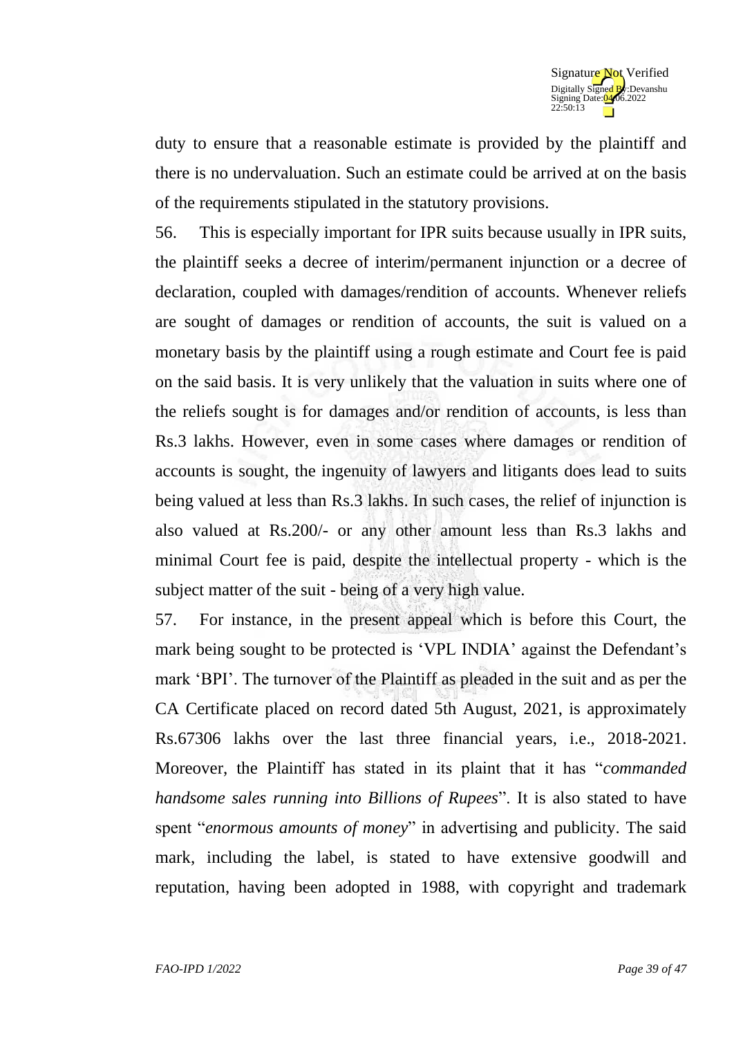duty to ensure that a reasonable estimate is provided by the plaintiff and there is no undervaluation. Such an estimate could be arrived at on the basis of the requirements stipulated in the statutory provisions.

56. This is especially important for IPR suits because usually in IPR suits, the plaintiff seeks a decree of interim/permanent injunction or a decree of declaration, coupled with damages/rendition of accounts. Whenever reliefs are sought of damages or rendition of accounts, the suit is valued on a monetary basis by the plaintiff using a rough estimate and Court fee is paid on the said basis. It is very unlikely that the valuation in suits where one of the reliefs sought is for damages and/or rendition of accounts, is less than Rs.3 lakhs. However, even in some cases where damages or rendition of accounts is sought, the ingenuity of lawyers and litigants does lead to suits being valued at less than Rs.3 lakhs. In such cases, the relief of injunction is also valued at Rs.200/- or any other amount less than Rs.3 lakhs and minimal Court fee is paid, despite the intellectual property - which is the subject matter of the suit - being of a very high value.

57. For instance, in the present appeal which is before this Court, the mark being sought to be protected is 'VPL INDIA' against the Defendant's mark 'BPI'. The turnover of the Plaintiff as pleaded in the suit and as per the CA Certificate placed on record dated 5th August, 2021, is approximately Rs.67306 lakhs over the last three financial years, i.e., 2018-2021. Moreover, the Plaintiff has stated in its plaint that it has "*commanded handsome sales running into Billions of Rupees*". It is also stated to have spent "*enormous amounts of money*" in advertising and publicity. The said mark, including the label, is stated to have extensive goodwill and reputation, having been adopted in 1988, with copyright and trademark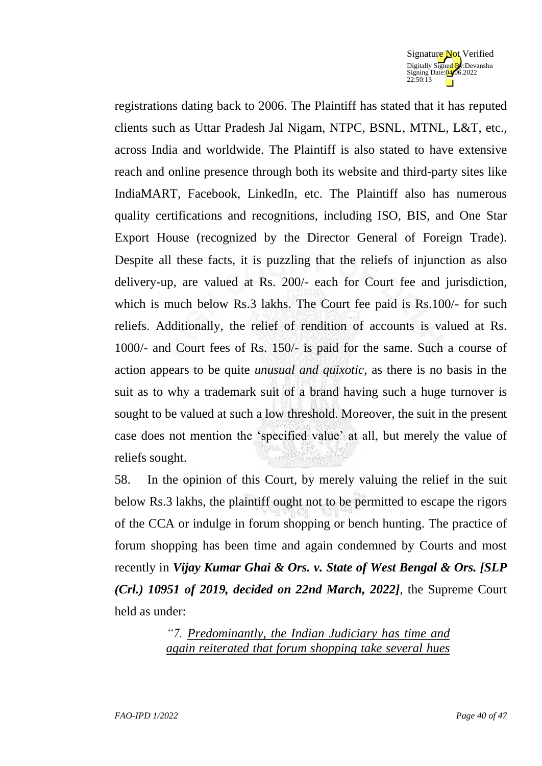registrations dating back to 2006. The Plaintiff has stated that it has reputed clients such as Uttar Pradesh Jal Nigam, NTPC, BSNL, MTNL, L&T, etc., across India and worldwide. The Plaintiff is also stated to have extensive reach and online presence through both its website and third-party sites like IndiaMART, Facebook, LinkedIn, etc. The Plaintiff also has numerous quality certifications and recognitions, including ISO, BIS, and One Star Export House (recognized by the Director General of Foreign Trade). Despite all these facts, it is puzzling that the reliefs of injunction as also delivery-up, are valued at Rs. 200/- each for Court fee and jurisdiction, which is much below Rs.3 lakhs. The Court fee paid is Rs.100/- for such reliefs. Additionally, the relief of rendition of accounts is valued at Rs. 1000/- and Court fees of Rs. 150/- is paid for the same. Such a course of action appears to be quite *unusual and quixotic*, as there is no basis in the suit as to why a trademark suit of a brand having such a huge turnover is sought to be valued at such a low threshold. Moreover, the suit in the present case does not mention the 'specified value' at all, but merely the value of reliefs sought.

58. In the opinion of this Court, by merely valuing the relief in the suit below Rs.3 lakhs, the plaintiff ought not to be permitted to escape the rigors of the CCA or indulge in forum shopping or bench hunting. The practice of forum shopping has been time and again condemned by Courts and most recently in ***Vijay Kumar Ghai & Ors. v. State of West Bengal & Ors. [SLP (Crl.) 10951 of 2019, decided on 22nd March, 2022]***, the Supreme Court held as under:

> *"7. <u>Predominantly, the Indian Judiciary has time and again reiterated that forum shopping take several hues</u>*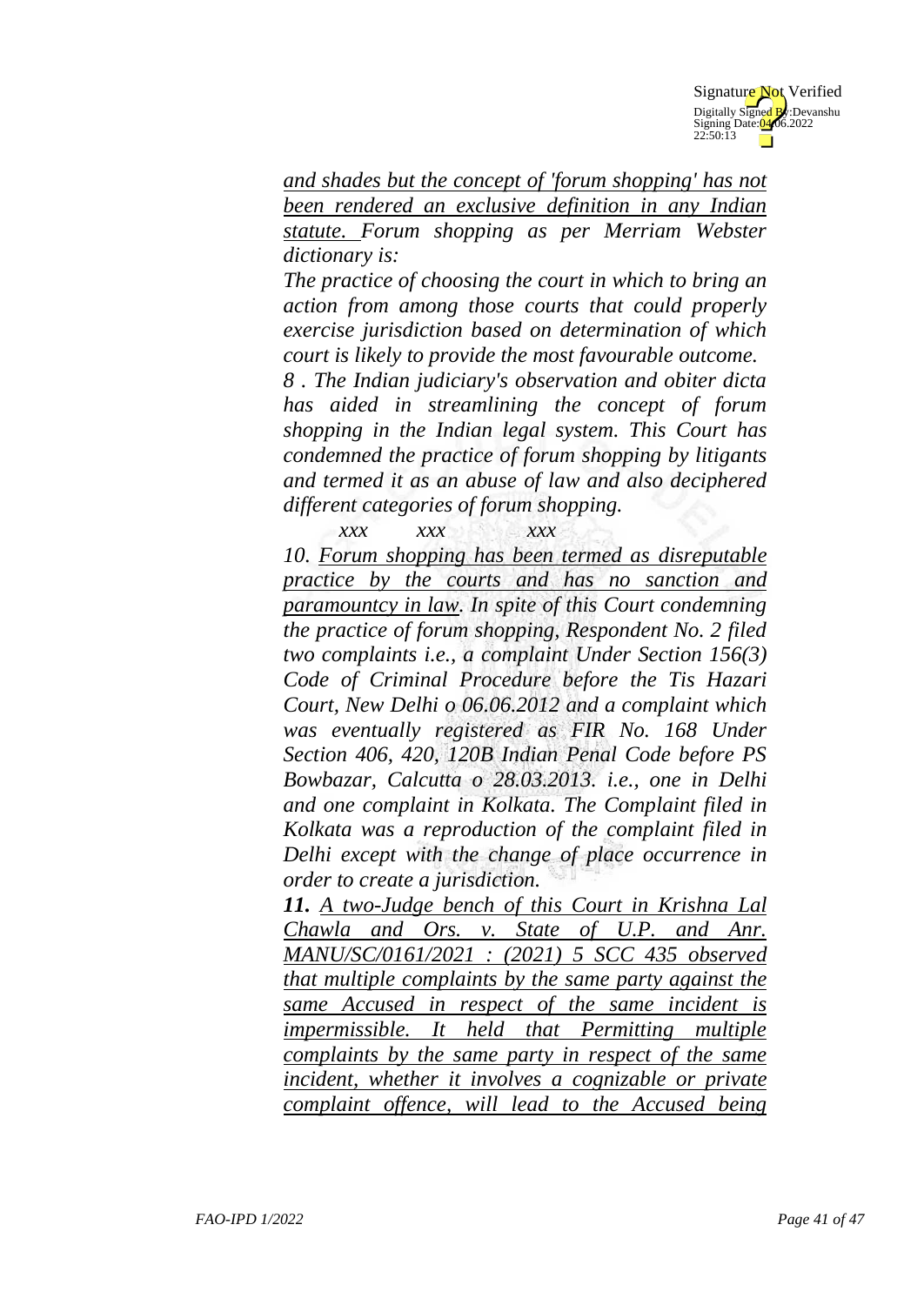*<u>and shades but the concept of 'forum shopping' has not been rendered an exclusive definition in any Indian statute.</u> Forum shopping as per Merriam Webster dictionary is:*

*The practice of choosing the court in which to bring an action from among those courts that could properly exercise jurisdiction based on determination of which court is likely to provide the most favourable outcome.*

*8 . The Indian judiciary's observation and obiter dicta has aided in streamlining the concept of forum shopping in the Indian legal system. This Court has condemned the practice of forum shopping by litigants and termed it as an abuse of law and also deciphered different categories of forum shopping.*

*xxx xxx xxx*

*10. <u>Forum shopping has been termed as disreputable practice by the courts and has no sanction and paramountcy in law</u>. In spite of this Court condemning the practice of forum shopping, Respondent No. 2 filed two complaints i.e., a complaint Under Section 156(3) Code of Criminal Procedure before the Tis Hazari Court, New Delhi o 06.06.2012 and a complaint which was eventually registered as FIR No. 168 Under Section 406, 420, 120B Indian Penal Code before PS Bowbazar, Calcutta o 28.03.2013. i.e., one in Delhi and one complaint in Kolkata. The Complaint filed in Kolkata was a reproduction of the complaint filed in Delhi except with the change of place occurrence in order to create a jurisdiction.*

***11.** <u>A two-Judge bench of this Court in Krishna Lal Chawla and Ors. v. State of U.P. and Anr. MANU/SC/0161/2021 : (2021) 5 SCC 435 observed that multiple complaints by the same party against the same Accused in respect of the same incident is impermissible. It held that Permitting multiple complaints by the same party in respect of the same incident, whether it involves a cognizable or private complaint offence, will lead to the Accused being</u>*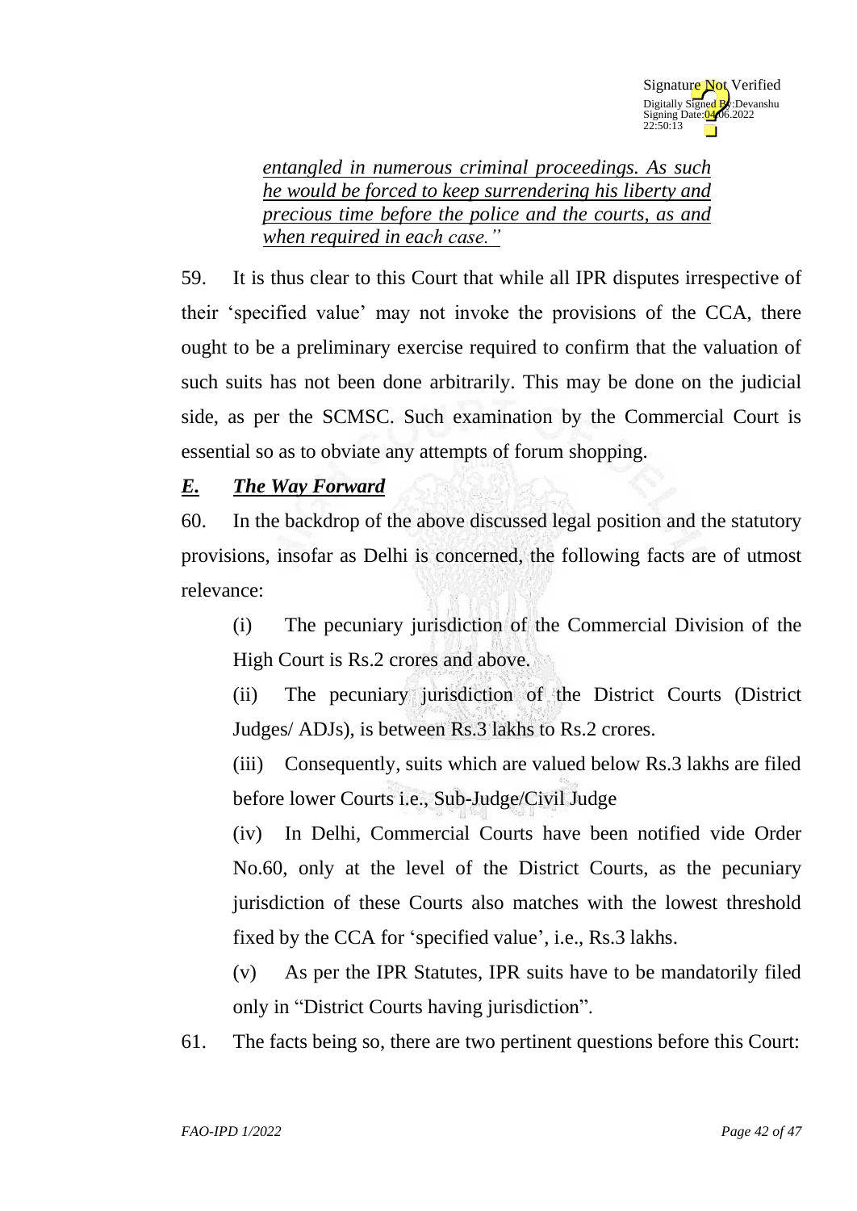*entangled in numerous criminal proceedings. As such he would be forced to keep surrendering his liberty and precious time before the police and the courts, as and when required in each case."*

59. It is thus clear to this Court that while all IPR disputes irrespective of their 'specified value' may not invoke the provisions of the CCA, there ought to be a preliminary exercise required to confirm that the valuation of such suits has not been done arbitrarily. This may be done on the judicial side, as per the SCMSC. Such examination by the Commercial Court is essential so as to obviate any attempts of forum shopping.

## *E. The Way Forward*

60. In the backdrop of the above discussed legal position and the statutory provisions, insofar as Delhi is concerned, the following facts are of utmost relevance:

(i) The pecuniary jurisdiction of the Commercial Division of the High Court is Rs.2 crores and above.

(ii) The pecuniary jurisdiction of the District Courts (District Judges/ ADJs), is between Rs.3 lakhs to Rs.2 crores.

(iii) Consequently, suits which are valued below Rs.3 lakhs are filed before lower Courts i.e., Sub-Judge/Civil Judge

(iv) In Delhi, Commercial Courts have been notified vide Order No.60, only at the level of the District Courts, as the pecuniary jurisdiction of these Courts also matches with the lowest threshold fixed by the CCA for 'specified value', i.e., Rs.3 lakhs.

(v) As per the IPR Statutes, IPR suits have to be mandatorily filed only in "District Courts having jurisdiction".

61. The facts being so, there are two pertinent questions before this Court: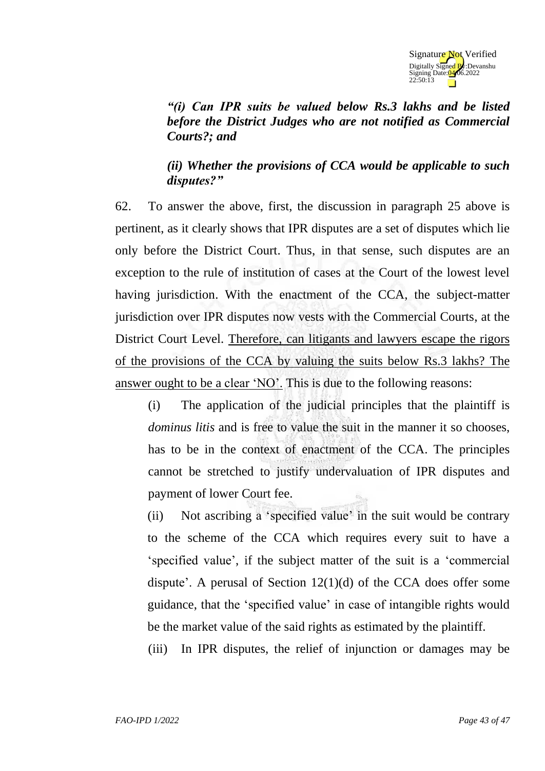> ***"(i) Can IPR suits be valued below Rs.3 lakhs and be listed before the District Judges who are not notified as Commercial Courts?; and***
>
> ***(ii) Whether the provisions of CCA would be applicable to such disputes?"***

62. To answer the above, first, the discussion in paragraph 25 above is pertinent, as it clearly shows that IPR disputes are a set of disputes which lie only before the District Court. Thus, in that sense, such disputes are an exception to the rule of institution of cases at the Court of the lowest level having jurisdiction. With the enactment of the CCA, the subject-matter jurisdiction over IPR disputes now vests with the Commercial Courts, at the District Court Level. <u>Therefore, can litigants and lawyers escape the rigors of the provisions of the CCA by valuing the suits below Rs.3 lakhs? The answer ought to be a clear 'NO'.</u> This is due to the following reasons:

(i) The application of the judicial principles that the plaintiff is *dominus litis* and is free to value the suit in the manner it so chooses, has to be in the context of enactment of the CCA. The principles cannot be stretched to justify undervaluation of IPR disputes and payment of lower Court fee.

(ii) Not ascribing a 'specified value' in the suit would be contrary to the scheme of the CCA which requires every suit to have a 'specified value', if the subject matter of the suit is a 'commercial dispute'. A perusal of Section 12(1)(d) of the CCA does offer some guidance, that the 'specified value' in case of intangible rights would be the market value of the said rights as estimated by the plaintiff.

(iii) In IPR disputes, the relief of injunction or damages may be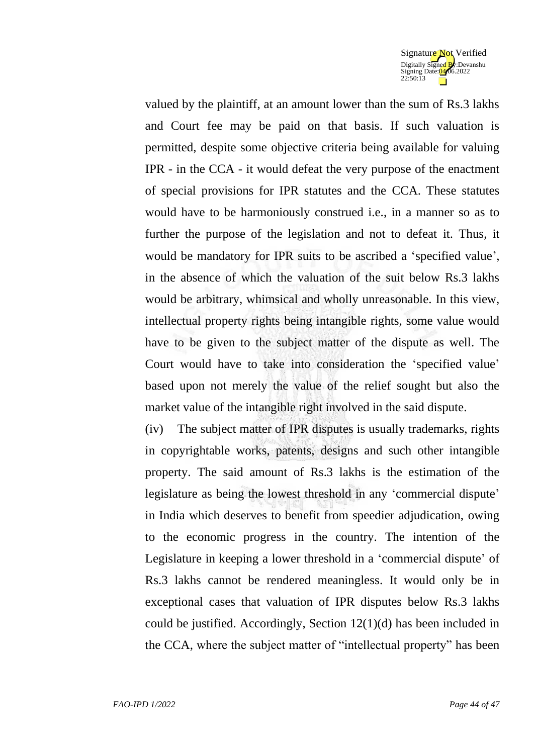valued by the plaintiff, at an amount lower than the sum of Rs.3 lakhs and Court fee may be paid on that basis. If such valuation is permitted, despite some objective criteria being available for valuing IPR - in the CCA - it would defeat the very purpose of the enactment of special provisions for IPR statutes and the CCA. These statutes would have to be harmoniously construed i.e., in a manner so as to further the purpose of the legislation and not to defeat it. Thus, it would be mandatory for IPR suits to be ascribed a 'specified value', in the absence of which the valuation of the suit below Rs.3 lakhs would be arbitrary, whimsical and wholly unreasonable. In this view, intellectual property rights being intangible rights, some value would have to be given to the subject matter of the dispute as well. The Court would have to take into consideration the 'specified value' based upon not merely the value of the relief sought but also the market value of the intangible right involved in the said dispute.

(iv) The subject matter of IPR disputes is usually trademarks, rights in copyrightable works, patents, designs and such other intangible property. The said amount of Rs.3 lakhs is the estimation of the legislature as being the lowest threshold in any 'commercial dispute' in India which deserves to benefit from speedier adjudication, owing to the economic progress in the country. The intention of the Legislature in keeping a lower threshold in a 'commercial dispute' of Rs.3 lakhs cannot be rendered meaningless. It would only be in exceptional cases that valuation of IPR disputes below Rs.3 lakhs could be justified. Accordingly, Section 12(1)(d) has been included in the CCA, where the subject matter of "intellectual property" has been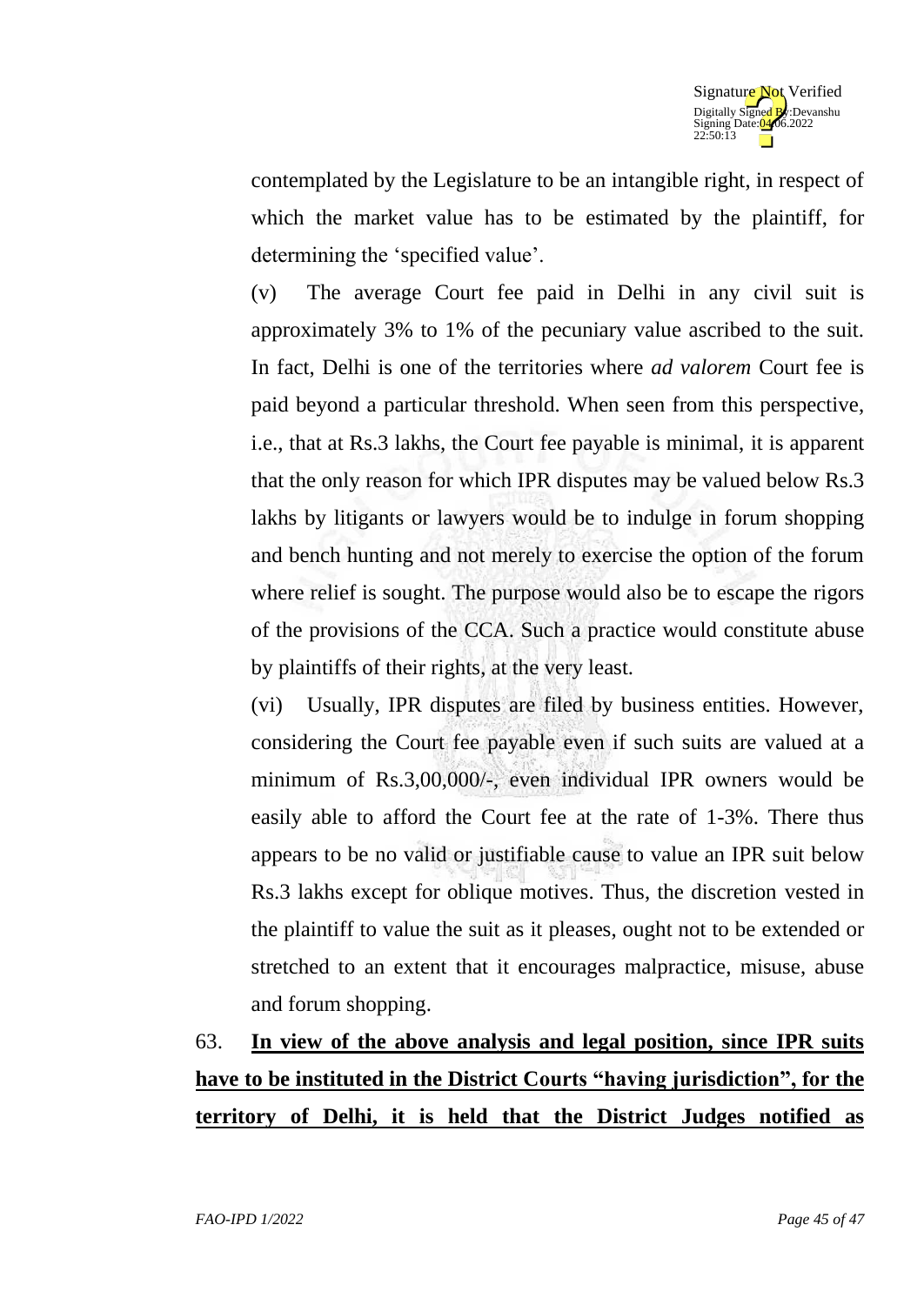contemplated by the Legislature to be an intangible right, in respect of which the market value has to be estimated by the plaintiff, for determining the 'specified value'.

(v) The average Court fee paid in Delhi in any civil suit is approximately 3% to 1% of the pecuniary value ascribed to the suit. In fact, Delhi is one of the territories where *ad valorem* Court fee is paid beyond a particular threshold. When seen from this perspective, i.e., that at Rs.3 lakhs, the Court fee payable is minimal, it is apparent that the only reason for which IPR disputes may be valued below Rs.3 lakhs by litigants or lawyers would be to indulge in forum shopping and bench hunting and not merely to exercise the option of the forum where relief is sought. The purpose would also be to escape the rigors of the provisions of the CCA. Such a practice would constitute abuse by plaintiffs of their rights, at the very least.

(vi) Usually, IPR disputes are filed by business entities. However, considering the Court fee payable even if such suits are valued at a minimum of Rs.3,00,000/-, even individual IPR owners would be easily able to afford the Court fee at the rate of 1-3%. There thus appears to be no valid or justifiable cause to value an IPR suit below Rs.3 lakhs except for oblique motives. Thus, the discretion vested in the plaintiff to value the suit as it pleases, ought not to be extended or stretched to an extent that it encourages malpractice, misuse, abuse and forum shopping.

63. **In view of the above analysis and legal position, since IPR suits have to be instituted in the District Courts "having jurisdiction", for the territory of Delhi, it is held that the District Judges notified as**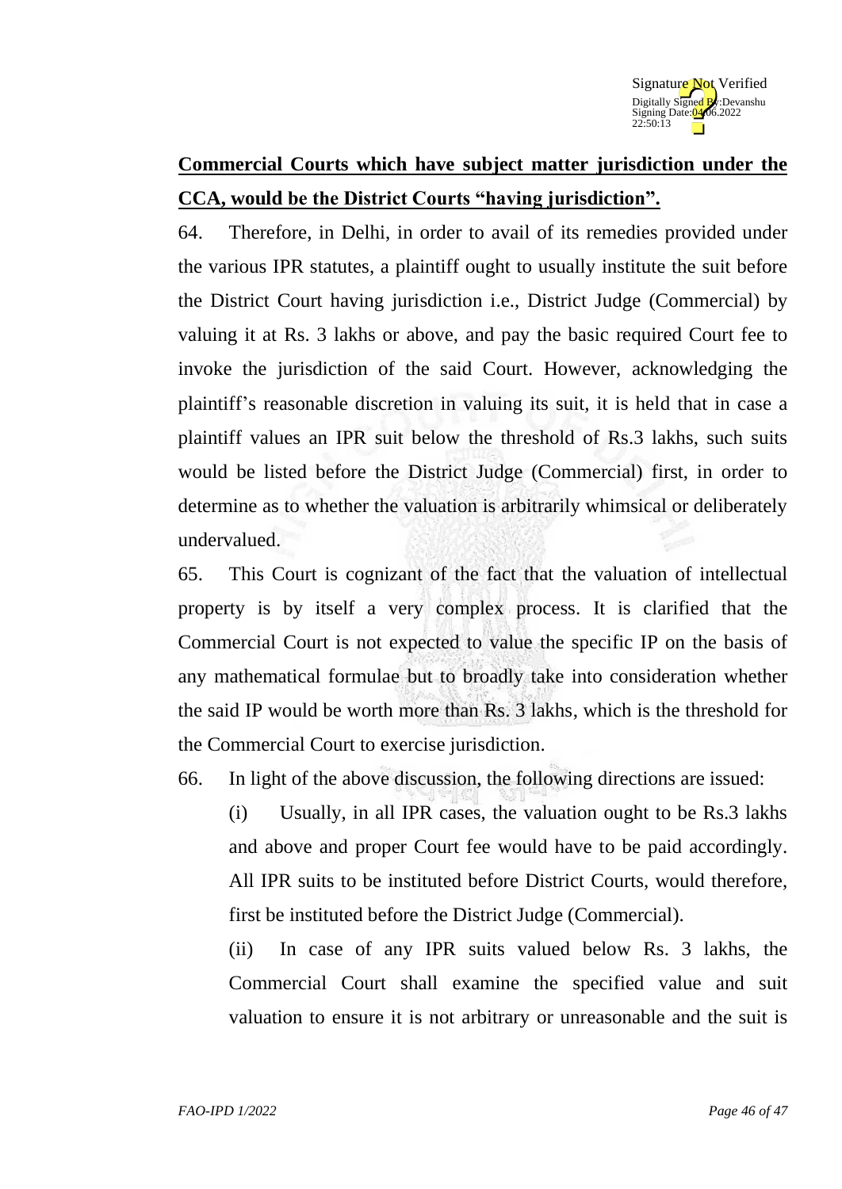**Commercial Courts which have subject matter jurisdiction under the CCA, would be the District Courts "having jurisdiction".**

64. Therefore, in Delhi, in order to avail of its remedies provided under the various IPR statutes, a plaintiff ought to usually institute the suit before the District Court having jurisdiction i.e., District Judge (Commercial) by valuing it at Rs. 3 lakhs or above, and pay the basic required Court fee to invoke the jurisdiction of the said Court. However, acknowledging the plaintiff's reasonable discretion in valuing its suit, it is held that in case a plaintiff values an IPR suit below the threshold of Rs.3 lakhs, such suits would be listed before the District Judge (Commercial) first, in order to determine as to whether the valuation is arbitrarily whimsical or deliberately undervalued.

65. This Court is cognizant of the fact that the valuation of intellectual property is by itself a very complex process. It is clarified that the Commercial Court is not expected to value the specific IP on the basis of any mathematical formulae but to broadly take into consideration whether the said IP would be worth more than Rs. 3 lakhs, which is the threshold for the Commercial Court to exercise jurisdiction.

66. In light of the above discussion, the following directions are issued:

(i) Usually, in all IPR cases, the valuation ought to be Rs.3 lakhs and above and proper Court fee would have to be paid accordingly. All IPR suits to be instituted before District Courts, would therefore, first be instituted before the District Judge (Commercial).

(ii) In case of any IPR suits valued below Rs. 3 lakhs, the Commercial Court shall examine the specified value and suit valuation to ensure it is not arbitrary or unreasonable and the suit is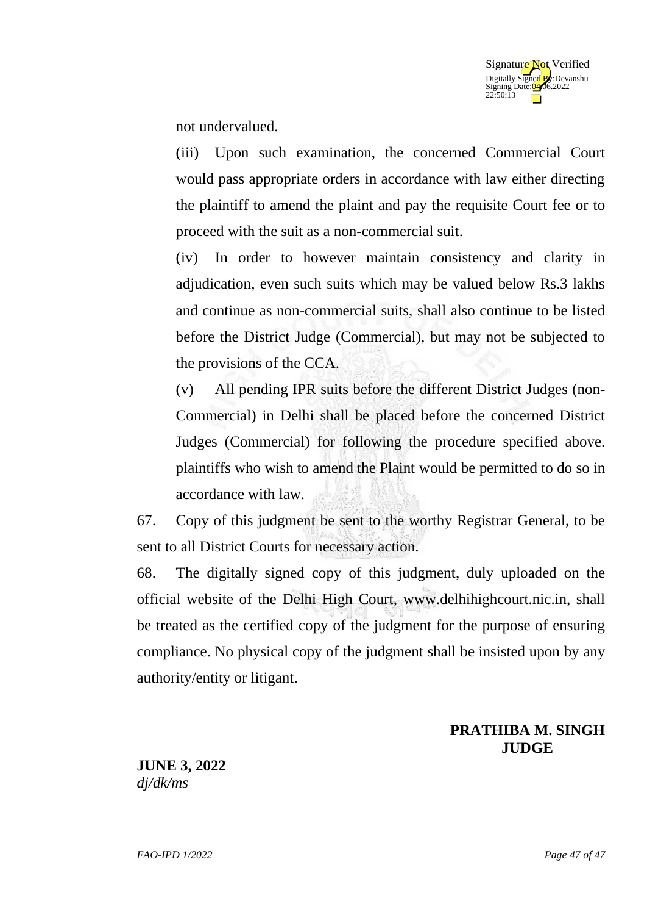not undervalued.

(iii) Upon such examination, the concerned Commercial Court would pass appropriate orders in accordance with law either directing the plaintiff to amend the plaint and pay the requisite Court fee or to proceed with the suit as a non-commercial suit.

(iv) In order to however maintain consistency and clarity in adjudication, even such suits which may be valued below Rs.3 lakhs and continue as non-commercial suits, shall also continue to be listed before the District Judge (Commercial), but may not be subjected to the provisions of the CCA.

(v) All pending IPR suits before the different District Judges (non-Commercial) in Delhi shall be placed before the concerned District Judges (Commercial) for following the procedure specified above. plaintiffs who wish to amend the Plaint would be permitted to do so in accordance with law.

67. Copy of this judgment be sent to the worthy Registrar General, to be sent to all District Courts for necessary action.

68. The digitally signed copy of this judgment, duly uploaded on the official website of the Delhi High Court, www.delhihighcourt.nic.in, shall be treated as the certified copy of the judgment for the purpose of ensuring compliance. No physical copy of the judgment shall be insisted upon by any authority/entity or litigant.

**PRATHIBA M. SINGH**
**JUDGE**

**JUNE 3, 2022**
*dj/dk/ms*